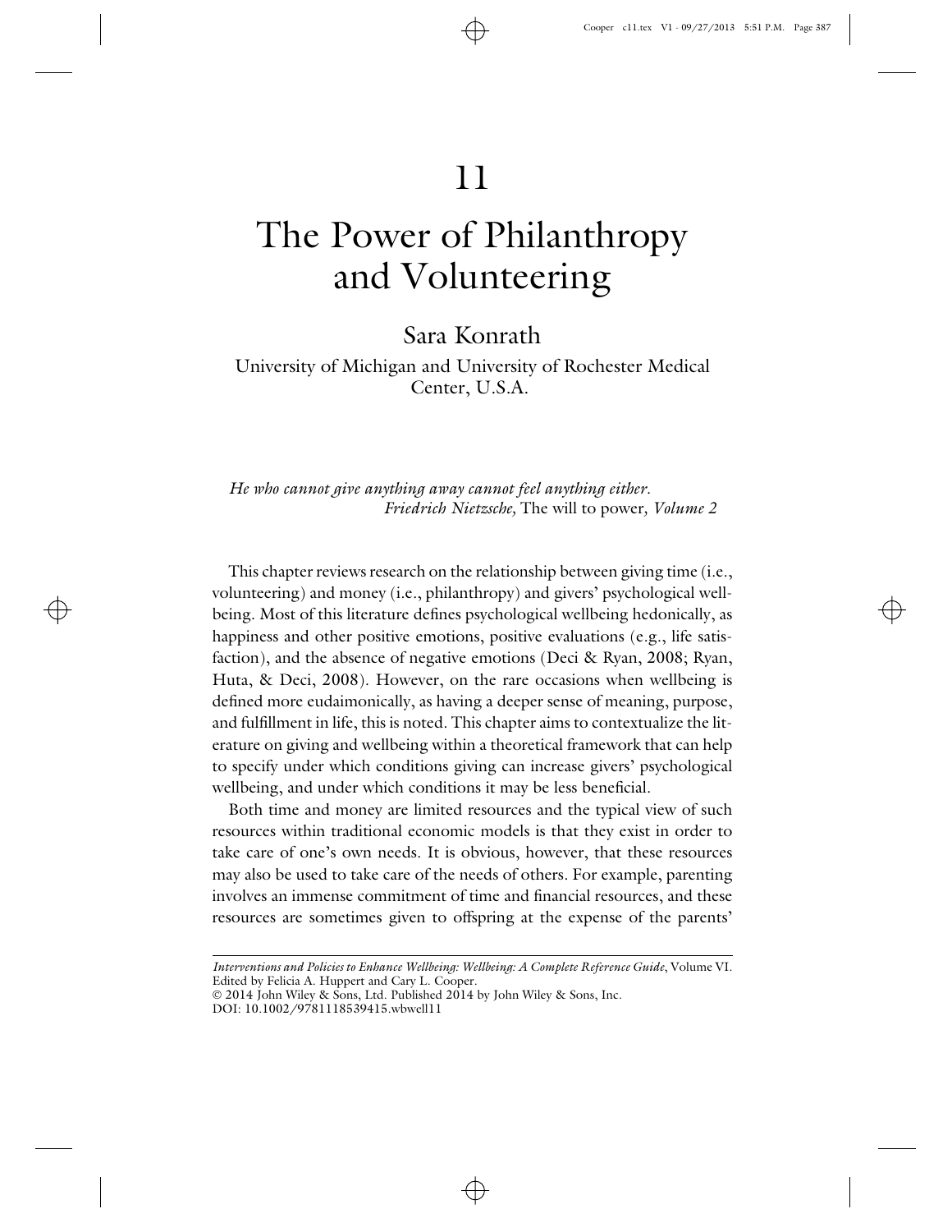# 11

# The Power of Philanthropy and Volunteering

## Sara Konrath

University of Michigan and University of Rochester Medical Center, U.S.A.

*He who cannot give anything away cannot feel anything either.*
*Friedrich Nietzsche,* The will to power*, Volume 2*

This chapter reviews research on the relationship between giving time (i.e., volunteering) and money (i.e., philanthropy) and givers' psychological wellbeing. Most of this literature defines psychological wellbeing hedonically, as happiness and other positive emotions, positive evaluations (e.g., life satisfaction), and the absence of negative emotions (Deci & Ryan, 2008; Ryan, Huta, & Deci, 2008). However, on the rare occasions when wellbeing is defined more eudaimonically, as having a deeper sense of meaning, purpose, and fulfillment in life, this is noted. This chapter aims to contextualize the literature on giving and wellbeing within a theoretical framework that can help to specify under which conditions giving can increase givers' psychological wellbeing, and under which conditions it may be less beneficial.

Both time and money are limited resources and the typical view of such resources within traditional economic models is that they exist in order to take care of one's own needs. It is obvious, however, that these resources may also be used to take care of the needs of others. For example, parenting involves an immense commitment of time and financial resources, and these resources are sometimes given to offspring at the expense of the parents'

*Interventions and Policies to Enhance Wellbeing: Wellbeing: A Complete Reference Guide*, Volume VI. Edited by Felicia A. Huppert and Cary L. Cooper.
© 2014 John Wiley & Sons, Ltd. Published 2014 by John Wiley & Sons, Inc.
DOI: 10.1002/9781118539415.wbwell11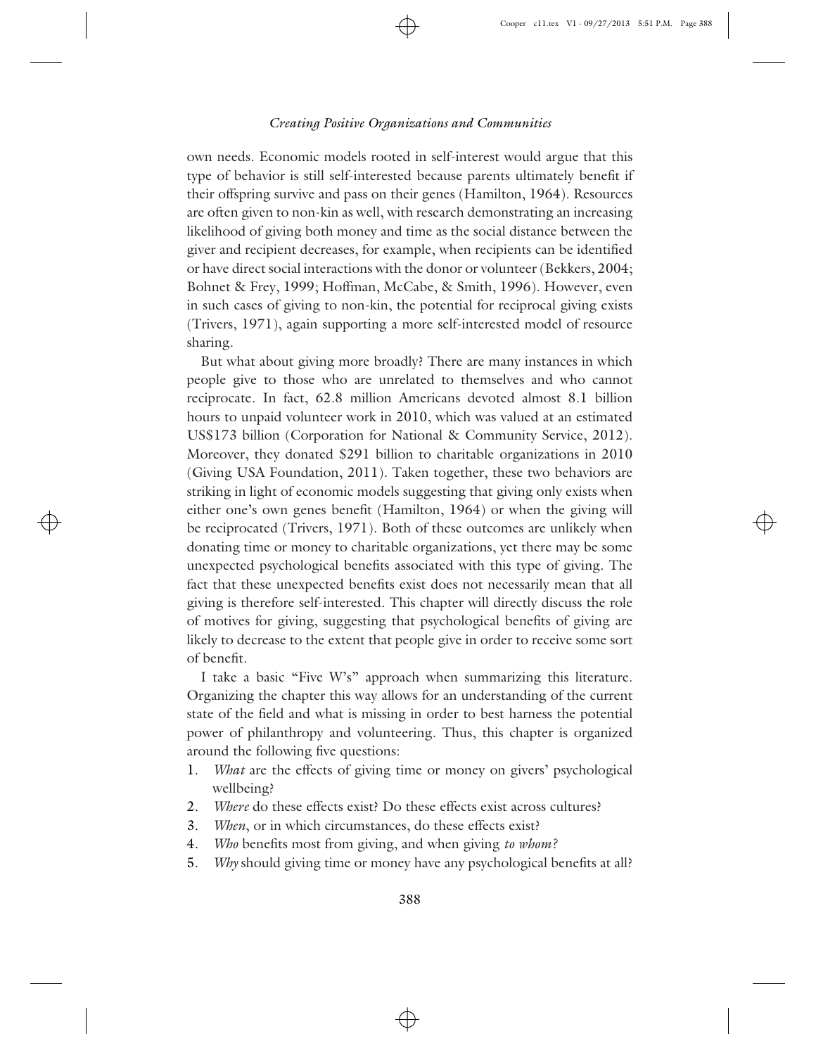own needs. Economic models rooted in self-interest would argue that this type of behavior is still self-interested because parents ultimately benefit if their offspring survive and pass on their genes (Hamilton, 1964). Resources are often given to non-kin as well, with research demonstrating an increasing likelihood of giving both money and time as the social distance between the giver and recipient decreases, for example, when recipients can be identified or have direct social interactions with the donor or volunteer (Bekkers, 2004; Bohnet & Frey, 1999; Hoffman, McCabe, & Smith, 1996). However, even in such cases of giving to non-kin, the potential for reciprocal giving exists (Trivers, 1971), again supporting a more self-interested model of resource sharing.

But what about giving more broadly? There are many instances in which people give to those who are unrelated to themselves and who cannot reciprocate. In fact, 62.8 million Americans devoted almost 8.1 billion hours to unpaid volunteer work in 2010, which was valued at an estimated US$173 billion (Corporation for National & Community Service, 2012). Moreover, they donated $291 billion to charitable organizations in 2010 (Giving USA Foundation, 2011). Taken together, these two behaviors are striking in light of economic models suggesting that giving only exists when either one's own genes benefit (Hamilton, 1964) or when the giving will be reciprocated (Trivers, 1971). Both of these outcomes are unlikely when donating time or money to charitable organizations, yet there may be some unexpected psychological benefits associated with this type of giving. The fact that these unexpected benefits exist does not necessarily mean that all giving is therefore self-interested. This chapter will directly discuss the role of motives for giving, suggesting that psychological benefits of giving are likely to decrease to the extent that people give in order to receive some sort of benefit.

I take a basic "Five W's" approach when summarizing this literature. Organizing the chapter this way allows for an understanding of the current state of the field and what is missing in order to best harness the potential power of philanthropy and volunteering. Thus, this chapter is organized around the following five questions:

1. *What* are the effects of giving time or money on givers' psychological wellbeing?
2. *Where* do these effects exist? Do these effects exist across cultures?
3. *When*, or in which circumstances, do these effects exist?
4. *Who* benefits most from giving, and when giving *to whom?*
5. *Why* should giving time or money have any psychological benefits at all?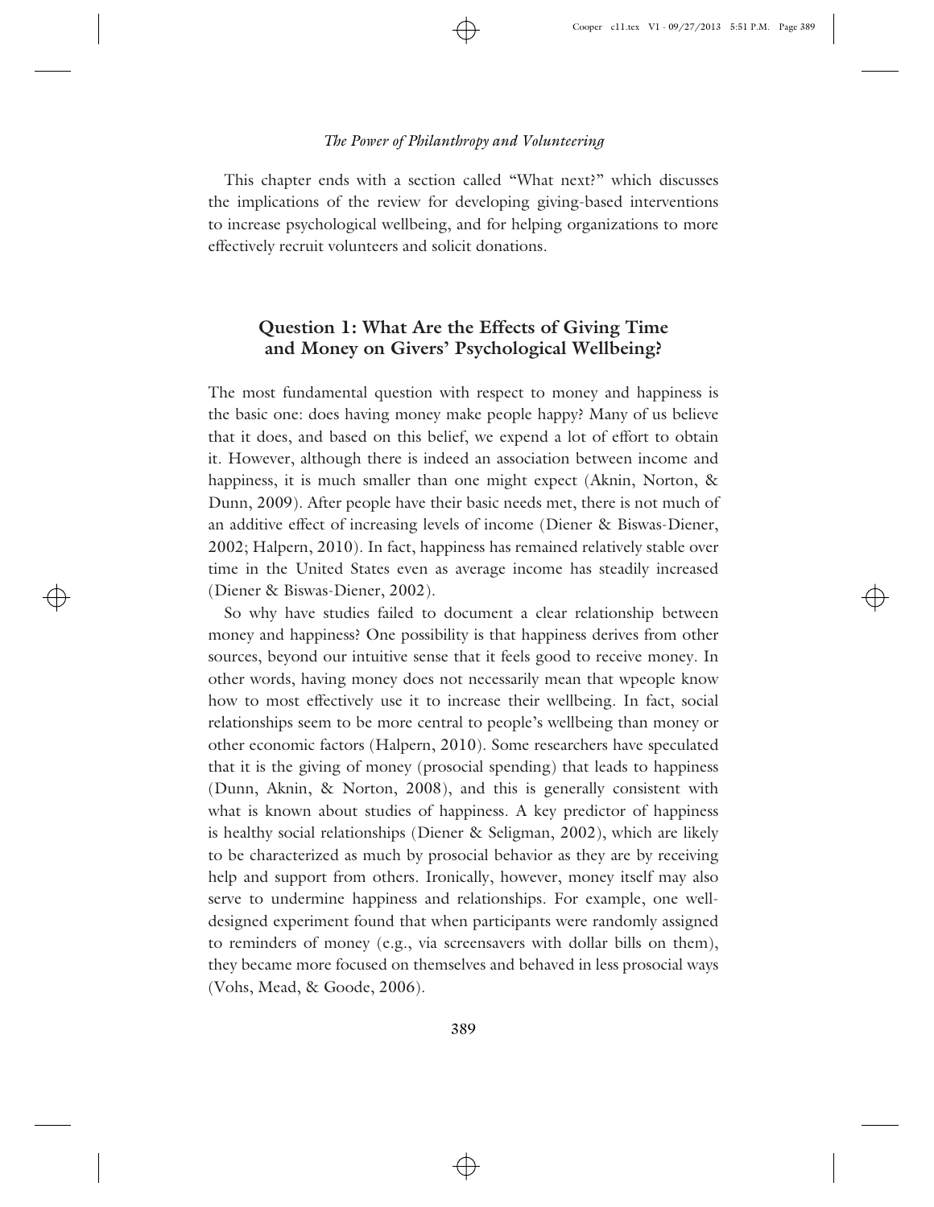This chapter ends with a section called "What next?" which discusses the implications of the review for developing giving-based interventions to increase psychological wellbeing, and for helping organizations to more effectively recruit volunteers and solicit donations.

## Question 1: What Are the Effects of Giving Time and Money on Givers' Psychological Wellbeing?

The most fundamental question with respect to money and happiness is the basic one: does having money make people happy? Many of us believe that it does, and based on this belief, we expend a lot of effort to obtain it. However, although there is indeed an association between income and happiness, it is much smaller than one might expect (Aknin, Norton, & Dunn, 2009). After people have their basic needs met, there is not much of an additive effect of increasing levels of income (Diener & Biswas-Diener, 2002; Halpern, 2010). In fact, happiness has remained relatively stable over time in the United States even as average income has steadily increased (Diener & Biswas-Diener, 2002).

So why have studies failed to document a clear relationship between money and happiness? One possibility is that happiness derives from other sources, beyond our intuitive sense that it feels good to receive money. In other words, having money does not necessarily mean that wpeople know how to most effectively use it to increase their wellbeing. In fact, social relationships seem to be more central to people's wellbeing than money or other economic factors (Halpern, 2010). Some researchers have speculated that it is the giving of money (prosocial spending) that leads to happiness (Dunn, Aknin, & Norton, 2008), and this is generally consistent with what is known about studies of happiness. A key predictor of happiness is healthy social relationships (Diener & Seligman, 2002), which are likely to be characterized as much by prosocial behavior as they are by receiving help and support from others. Ironically, however, money itself may also serve to undermine happiness and relationships. For example, one well-designed experiment found that when participants were randomly assigned to reminders of money (e.g., via screensavers with dollar bills on them), they became more focused on themselves and behaved in less prosocial ways (Vohs, Mead, & Goode, 2006).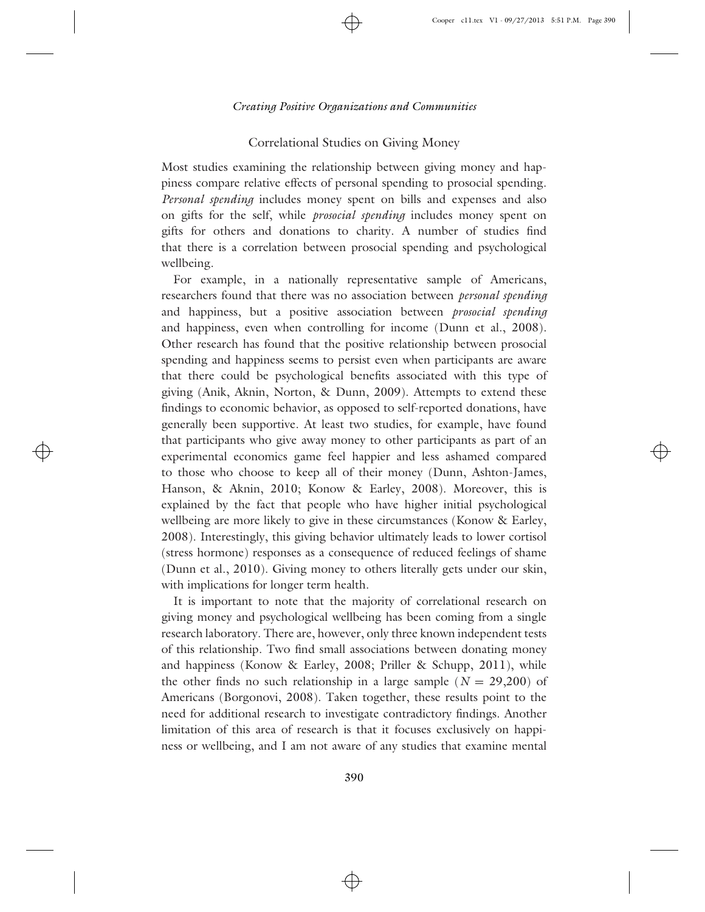## Correlational Studies on Giving Money

Most studies examining the relationship between giving money and happiness compare relative effects of personal spending to prosocial spending. *Personal spending* includes money spent on bills and expenses and also on gifts for the self, while *prosocial spending* includes money spent on gifts for others and donations to charity. A number of studies find that there is a correlation between prosocial spending and psychological wellbeing.

For example, in a nationally representative sample of Americans, researchers found that there was no association between *personal spending* and happiness, but a positive association between *prosocial spending* and happiness, even when controlling for income (Dunn et al., 2008). Other research has found that the positive relationship between prosocial spending and happiness seems to persist even when participants are aware that there could be psychological benefits associated with this type of giving (Anik, Aknin, Norton, & Dunn, 2009). Attempts to extend these findings to economic behavior, as opposed to self-reported donations, have generally been supportive. At least two studies, for example, have found that participants who give away money to other participants as part of an experimental economics game feel happier and less ashamed compared to those who choose to keep all of their money (Dunn, Ashton-James, Hanson, & Aknin, 2010; Konow & Earley, 2008). Moreover, this is explained by the fact that people who have higher initial psychological wellbeing are more likely to give in these circumstances (Konow & Earley, 2008). Interestingly, this giving behavior ultimately leads to lower cortisol (stress hormone) responses as a consequence of reduced feelings of shame (Dunn et al., 2010). Giving money to others literally gets under our skin, with implications for longer term health.

It is important to note that the majority of correlational research on giving money and psychological wellbeing has been coming from a single research laboratory. There are, however, only three known independent tests of this relationship. Two find small associations between donating money and happiness (Konow & Earley, 2008; Priller & Schupp, 2011), while the other finds no such relationship in a large sample ($N = 29{,}200$) of Americans (Borgonovi, 2008). Taken together, these results point to the need for additional research to investigate contradictory findings. Another limitation of this area of research is that it focuses exclusively on happiness or wellbeing, and I am not aware of any studies that examine mental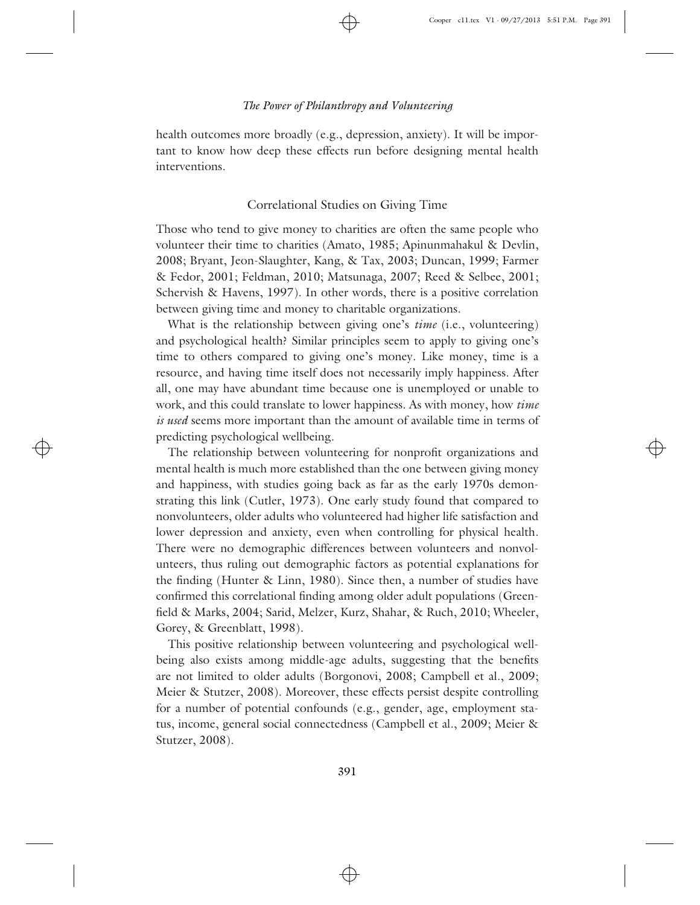health outcomes more broadly (e.g., depression, anxiety). It will be important to know how deep these effects run before designing mental health interventions.

## Correlational Studies on Giving Time

Those who tend to give money to charities are often the same people who volunteer their time to charities (Amato, 1985; Apinunmahakul & Devlin, 2008; Bryant, Jeon-Slaughter, Kang, & Tax, 2003; Duncan, 1999; Farmer & Fedor, 2001; Feldman, 2010; Matsunaga, 2007; Reed & Selbee, 2001; Schervish & Havens, 1997). In other words, there is a positive correlation between giving time and money to charitable organizations.

What is the relationship between giving one's *time* (i.e., volunteering) and psychological health? Similar principles seem to apply to giving one's time to others compared to giving one's money. Like money, time is a resource, and having time itself does not necessarily imply happiness. After all, one may have abundant time because one is unemployed or unable to work, and this could translate to lower happiness. As with money, how *time is used* seems more important than the amount of available time in terms of predicting psychological wellbeing.

The relationship between volunteering for nonprofit organizations and mental health is much more established than the one between giving money and happiness, with studies going back as far as the early 1970s demonstrating this link (Cutler, 1973). One early study found that compared to nonvolunteers, older adults who volunteered had higher life satisfaction and lower depression and anxiety, even when controlling for physical health. There were no demographic differences between volunteers and nonvolunteers, thus ruling out demographic factors as potential explanations for the finding (Hunter & Linn, 1980). Since then, a number of studies have confirmed this correlational finding among older adult populations (Greenfield & Marks, 2004; Sarid, Melzer, Kurz, Shahar, & Ruch, 2010; Wheeler, Gorey, & Greenblatt, 1998).

This positive relationship between volunteering and psychological wellbeing also exists among middle-age adults, suggesting that the benefits are not limited to older adults (Borgonovi, 2008; Campbell et al., 2009; Meier & Stutzer, 2008). Moreover, these effects persist despite controlling for a number of potential confounds (e.g., gender, age, employment status, income, general social connectedness (Campbell et al., 2009; Meier & Stutzer, 2008).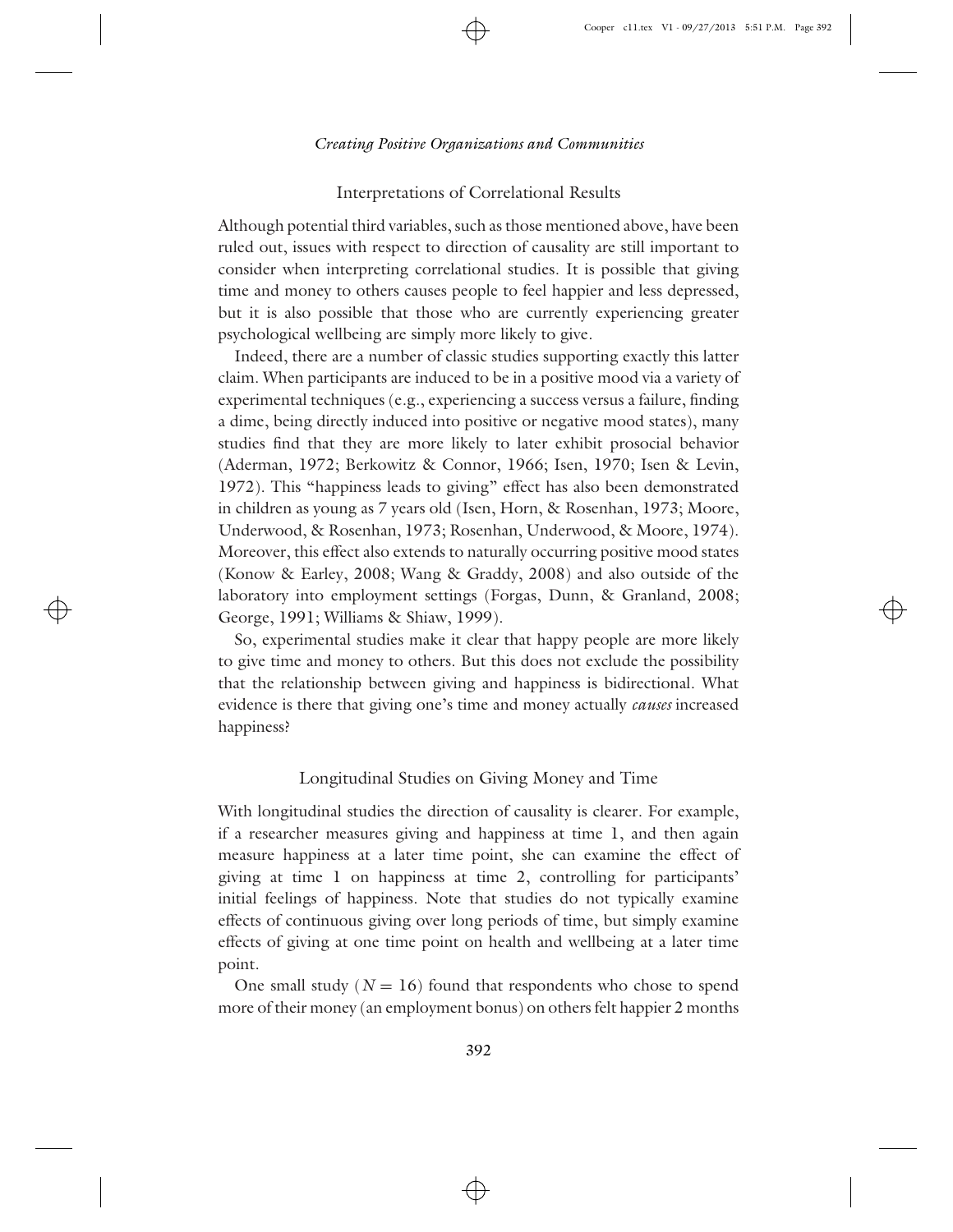## Interpretations of Correlational Results

Although potential third variables, such as those mentioned above, have been ruled out, issues with respect to direction of causality are still important to consider when interpreting correlational studies. It is possible that giving time and money to others causes people to feel happier and less depressed, but it is also possible that those who are currently experiencing greater psychological wellbeing are simply more likely to give.

Indeed, there are a number of classic studies supporting exactly this latter claim. When participants are induced to be in a positive mood via a variety of experimental techniques (e.g., experiencing a success versus a failure, finding a dime, being directly induced into positive or negative mood states), many studies find that they are more likely to later exhibit prosocial behavior (Aderman, 1972; Berkowitz & Connor, 1966; Isen, 1970; Isen & Levin, 1972). This "happiness leads to giving" effect has also been demonstrated in children as young as 7 years old (Isen, Horn, & Rosenhan, 1973; Moore, Underwood, & Rosenhan, 1973; Rosenhan, Underwood, & Moore, 1974). Moreover, this effect also extends to naturally occurring positive mood states (Konow & Earley, 2008; Wang & Graddy, 2008) and also outside of the laboratory into employment settings (Forgas, Dunn, & Granland, 2008; George, 1991; Williams & Shiaw, 1999).

So, experimental studies make it clear that happy people are more likely to give time and money to others. But this does not exclude the possibility that the relationship between giving and happiness is bidirectional. What evidence is there that giving one's time and money actually *causes* increased happiness?

## Longitudinal Studies on Giving Money and Time

With longitudinal studies the direction of causality is clearer. For example, if a researcher measures giving and happiness at time 1, and then again measure happiness at a later time point, she can examine the effect of giving at time 1 on happiness at time 2, controlling for participants' initial feelings of happiness. Note that studies do not typically examine effects of continuous giving over long periods of time, but simply examine effects of giving at one time point on health and wellbeing at a later time point.

One small study ($N = 16$) found that respondents who chose to spend more of their money (an employment bonus) on others felt happier 2 months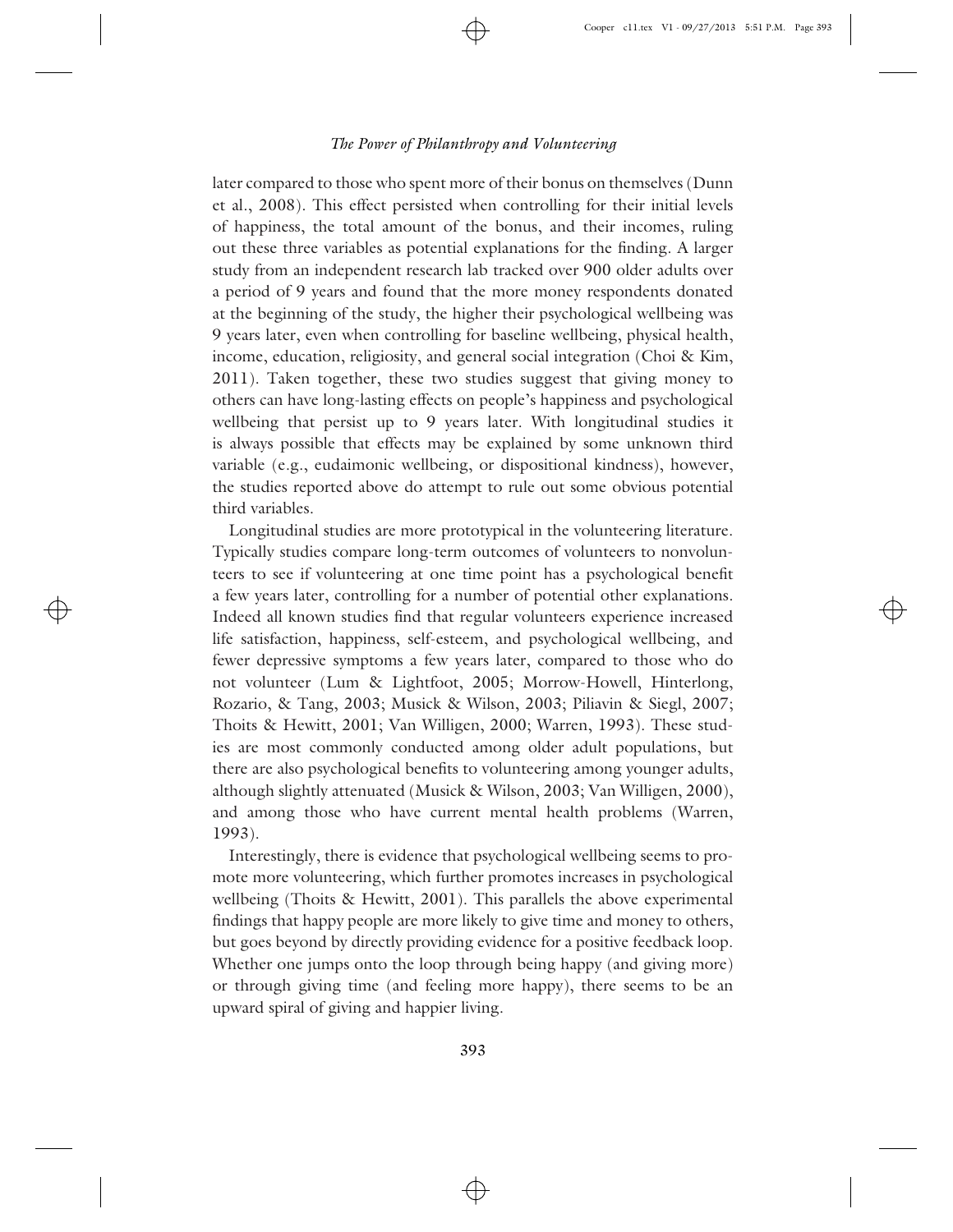later compared to those who spent more of their bonus on themselves (Dunn et al., 2008). This effect persisted when controlling for their initial levels of happiness, the total amount of the bonus, and their incomes, ruling out these three variables as potential explanations for the finding. A larger study from an independent research lab tracked over 900 older adults over a period of 9 years and found that the more money respondents donated at the beginning of the study, the higher their psychological wellbeing was 9 years later, even when controlling for baseline wellbeing, physical health, income, education, religiosity, and general social integration (Choi & Kim, 2011). Taken together, these two studies suggest that giving money to others can have long-lasting effects on people's happiness and psychological wellbeing that persist up to 9 years later. With longitudinal studies it is always possible that effects may be explained by some unknown third variable (e.g., eudaimonic wellbeing, or dispositional kindness), however, the studies reported above do attempt to rule out some obvious potential third variables.

Longitudinal studies are more prototypical in the volunteering literature. Typically studies compare long-term outcomes of volunteers to nonvolunteers to see if volunteering at one time point has a psychological benefit a few years later, controlling for a number of potential other explanations. Indeed all known studies find that regular volunteers experience increased life satisfaction, happiness, self-esteem, and psychological wellbeing, and fewer depressive symptoms a few years later, compared to those who do not volunteer (Lum & Lightfoot, 2005; Morrow-Howell, Hinterlong, Rozario, & Tang, 2003; Musick & Wilson, 2003; Piliavin & Siegl, 2007; Thoits & Hewitt, 2001; Van Willigen, 2000; Warren, 1993). These studies are most commonly conducted among older adult populations, but there are also psychological benefits to volunteering among younger adults, although slightly attenuated (Musick & Wilson, 2003; Van Willigen, 2000), and among those who have current mental health problems (Warren, 1993).

Interestingly, there is evidence that psychological wellbeing seems to promote more volunteering, which further promotes increases in psychological wellbeing (Thoits & Hewitt, 2001). This parallels the above experimental findings that happy people are more likely to give time and money to others, but goes beyond by directly providing evidence for a positive feedback loop. Whether one jumps onto the loop through being happy (and giving more) or through giving time (and feeling more happy), there seems to be an upward spiral of giving and happier living.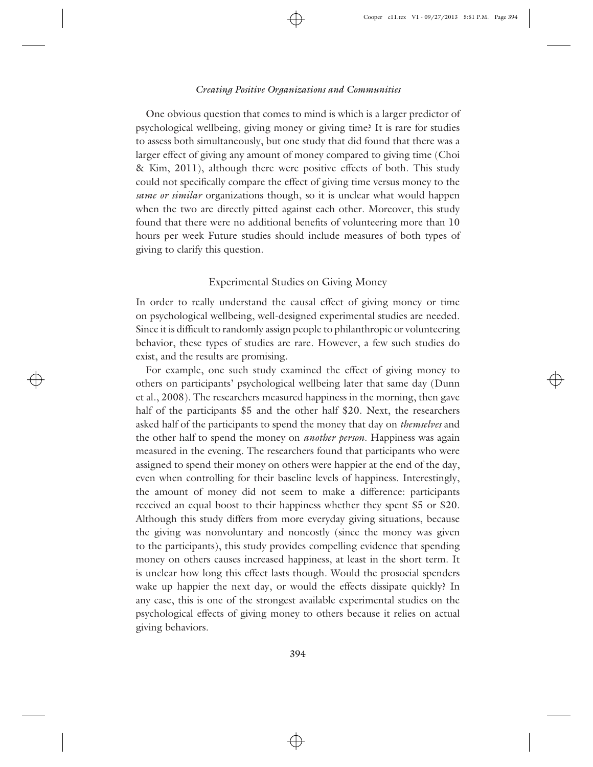One obvious question that comes to mind is which is a larger predictor of psychological wellbeing, giving money or giving time? It is rare for studies to assess both simultaneously, but one study that did found that there was a larger effect of giving any amount of money compared to giving time (Choi & Kim, 2011), although there were positive effects of both. This study could not specifically compare the effect of giving time versus money to the *same or similar* organizations though, so it is unclear what would happen when the two are directly pitted against each other. Moreover, this study found that there were no additional benefits of volunteering more than 10 hours per week Future studies should include measures of both types of giving to clarify this question.

## Experimental Studies on Giving Money

In order to really understand the causal effect of giving money or time on psychological wellbeing, well-designed experimental studies are needed. Since it is difficult to randomly assign people to philanthropic or volunteering behavior, these types of studies are rare. However, a few such studies do exist, and the results are promising.

For example, one such study examined the effect of giving money to others on participants' psychological wellbeing later that same day (Dunn et al., 2008). The researchers measured happiness in the morning, then gave half of the participants $5 and the other half $20. Next, the researchers asked half of the participants to spend the money that day on *themselves* and the other half to spend the money on *another person*. Happiness was again measured in the evening. The researchers found that participants who were assigned to spend their money on others were happier at the end of the day, even when controlling for their baseline levels of happiness. Interestingly, the amount of money did not seem to make a difference: participants received an equal boost to their happiness whether they spent $5 or $20. Although this study differs from more everyday giving situations, because the giving was nonvoluntary and noncostly (since the money was given to the participants), this study provides compelling evidence that spending money on others causes increased happiness, at least in the short term. It is unclear how long this effect lasts though. Would the prosocial spenders wake up happier the next day, or would the effects dissipate quickly? In any case, this is one of the strongest available experimental studies on the psychological effects of giving money to others because it relies on actual giving behaviors.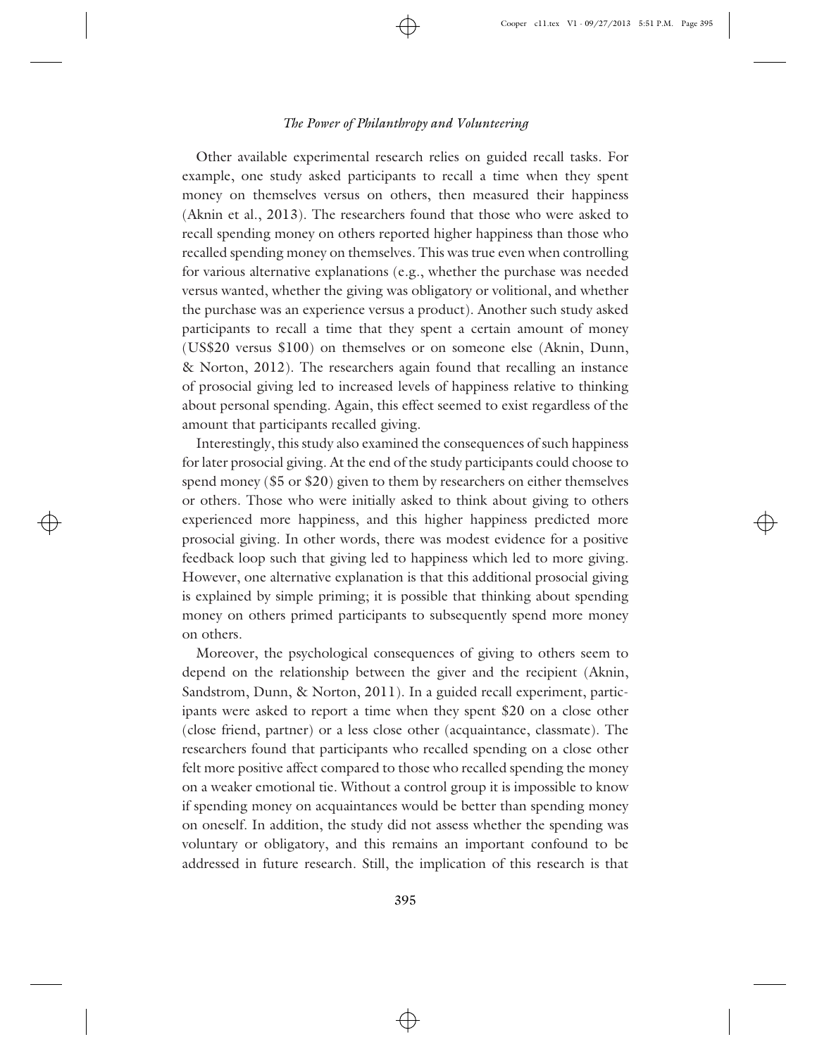Other available experimental research relies on guided recall tasks. For example, one study asked participants to recall a time when they spent money on themselves versus on others, then measured their happiness (Aknin et al., 2013). The researchers found that those who were asked to recall spending money on others reported higher happiness than those who recalled spending money on themselves. This was true even when controlling for various alternative explanations (e.g., whether the purchase was needed versus wanted, whether the giving was obligatory or volitional, and whether the purchase was an experience versus a product). Another such study asked participants to recall a time that they spent a certain amount of money (US$20 versus $100) on themselves or on someone else (Aknin, Dunn, & Norton, 2012). The researchers again found that recalling an instance of prosocial giving led to increased levels of happiness relative to thinking about personal spending. Again, this effect seemed to exist regardless of the amount that participants recalled giving.

Interestingly, this study also examined the consequences of such happiness for later prosocial giving. At the end of the study participants could choose to spend money ($5 or $20) given to them by researchers on either themselves or others. Those who were initially asked to think about giving to others experienced more happiness, and this higher happiness predicted more prosocial giving. In other words, there was modest evidence for a positive feedback loop such that giving led to happiness which led to more giving. However, one alternative explanation is that this additional prosocial giving is explained by simple priming; it is possible that thinking about spending money on others primed participants to subsequently spend more money on others.

Moreover, the psychological consequences of giving to others seem to depend on the relationship between the giver and the recipient (Aknin, Sandstrom, Dunn, & Norton, 2011). In a guided recall experiment, participants were asked to report a time when they spent $20 on a close other (close friend, partner) or a less close other (acquaintance, classmate). The researchers found that participants who recalled spending on a close other felt more positive affect compared to those who recalled spending the money on a weaker emotional tie. Without a control group it is impossible to know if spending money on acquaintances would be better than spending money on oneself. In addition, the study did not assess whether the spending was voluntary or obligatory, and this remains an important confound to be addressed in future research. Still, the implication of this research is that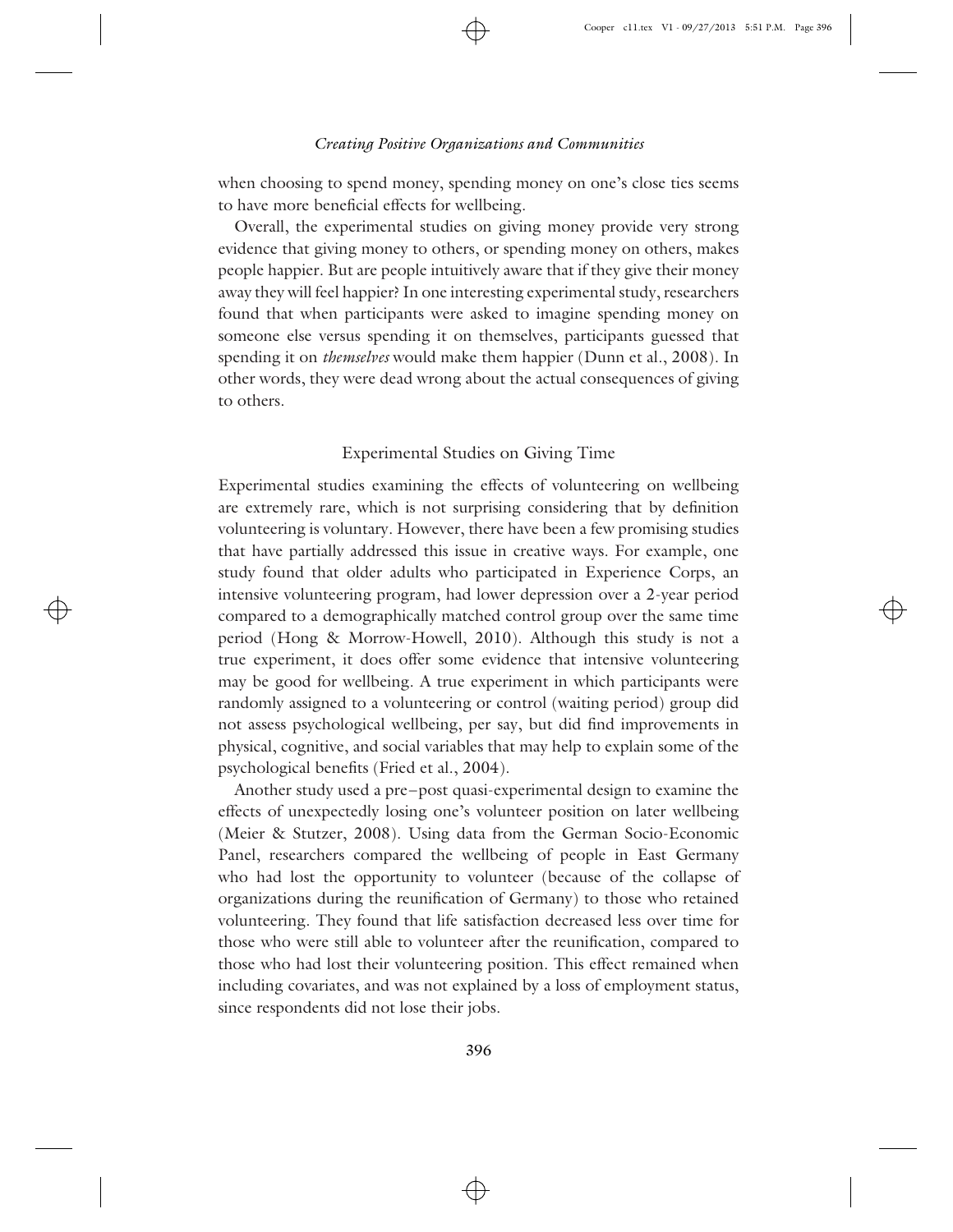when choosing to spend money, spending money on one's close ties seems to have more beneficial effects for wellbeing.

Overall, the experimental studies on giving money provide very strong evidence that giving money to others, or spending money on others, makes people happier. But are people intuitively aware that if they give their money away they will feel happier? In one interesting experimental study, researchers found that when participants were asked to imagine spending money on someone else versus spending it on themselves, participants guessed that spending it on *themselves* would make them happier (Dunn et al., 2008). In other words, they were dead wrong about the actual consequences of giving to others.

## Experimental Studies on Giving Time

Experimental studies examining the effects of volunteering on wellbeing are extremely rare, which is not surprising considering that by definition volunteering is voluntary. However, there have been a few promising studies that have partially addressed this issue in creative ways. For example, one study found that older adults who participated in Experience Corps, an intensive volunteering program, had lower depression over a 2-year period compared to a demographically matched control group over the same time period (Hong & Morrow-Howell, 2010). Although this study is not a true experiment, it does offer some evidence that intensive volunteering may be good for wellbeing. A true experiment in which participants were randomly assigned to a volunteering or control (waiting period) group did not assess psychological wellbeing, per say, but did find improvements in physical, cognitive, and social variables that may help to explain some of the psychological benefits (Fried et al., 2004).

Another study used a pre–post quasi-experimental design to examine the effects of unexpectedly losing one's volunteer position on later wellbeing (Meier & Stutzer, 2008). Using data from the German Socio-Economic Panel, researchers compared the wellbeing of people in East Germany who had lost the opportunity to volunteer (because of the collapse of organizations during the reunification of Germany) to those who retained volunteering. They found that life satisfaction decreased less over time for those who were still able to volunteer after the reunification, compared to those who had lost their volunteering position. This effect remained when including covariates, and was not explained by a loss of employment status, since respondents did not lose their jobs.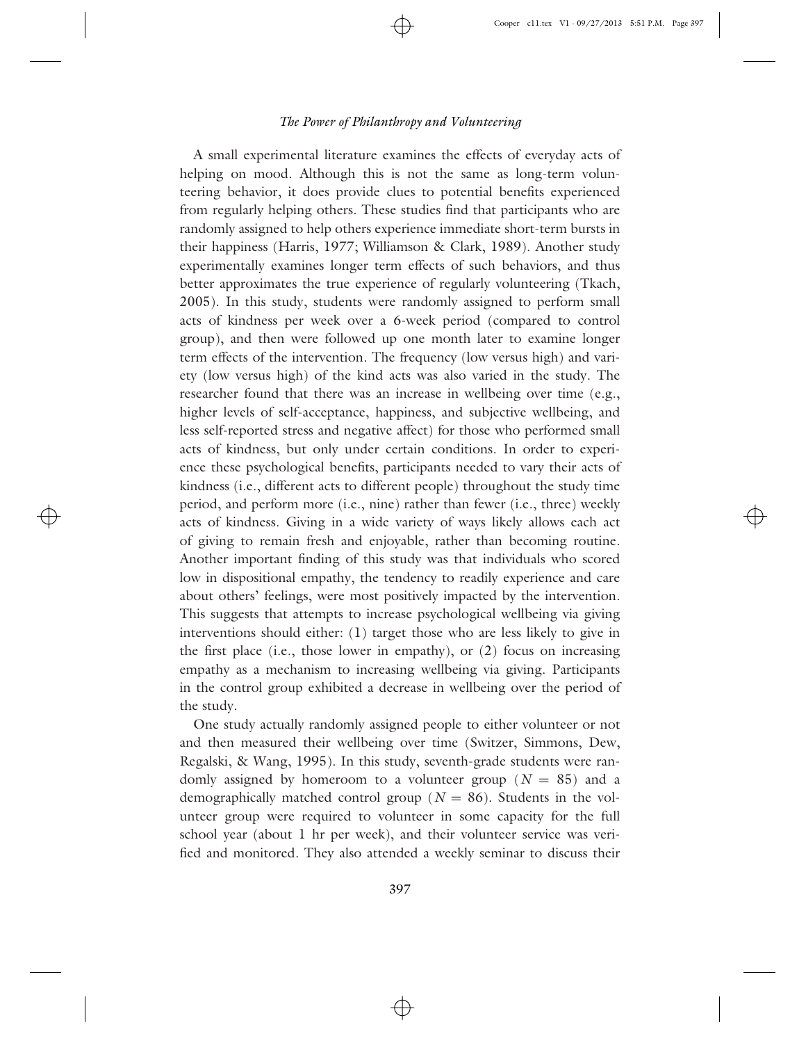A small experimental literature examines the effects of everyday acts of helping on mood. Although this is not the same as long-term volunteering behavior, it does provide clues to potential benefits experienced from regularly helping others. These studies find that participants who are randomly assigned to help others experience immediate short-term bursts in their happiness (Harris, 1977; Williamson & Clark, 1989). Another study experimentally examines longer term effects of such behaviors, and thus better approximates the true experience of regularly volunteering (Tkach, 2005). In this study, students were randomly assigned to perform small acts of kindness per week over a 6-week period (compared to control group), and then were followed up one month later to examine longer term effects of the intervention. The frequency (low versus high) and variety (low versus high) of the kind acts was also varied in the study. The researcher found that there was an increase in wellbeing over time (e.g., higher levels of self-acceptance, happiness, and subjective wellbeing, and less self-reported stress and negative affect) for those who performed small acts of kindness, but only under certain conditions. In order to experience these psychological benefits, participants needed to vary their acts of kindness (i.e., different acts to different people) throughout the study time period, and perform more (i.e., nine) rather than fewer (i.e., three) weekly acts of kindness. Giving in a wide variety of ways likely allows each act of giving to remain fresh and enjoyable, rather than becoming routine. Another important finding of this study was that individuals who scored low in dispositional empathy, the tendency to readily experience and care about others' feelings, were most positively impacted by the intervention. This suggests that attempts to increase psychological wellbeing via giving interventions should either: (1) target those who are less likely to give in the first place (i.e., those lower in empathy), or (2) focus on increasing empathy as a mechanism to increasing wellbeing via giving. Participants in the control group exhibited a decrease in wellbeing over the period of the study.

One study actually randomly assigned people to either volunteer or not and then measured their wellbeing over time (Switzer, Simmons, Dew, Regalski, & Wang, 1995). In this study, seventh-grade students were randomly assigned by homeroom to a volunteer group ($N = 85$) and a demographically matched control group ($N = 86$). Students in the volunteer group were required to volunteer in some capacity for the full school year (about 1 hr per week), and their volunteer service was verified and monitored. They also attended a weekly seminar to discuss their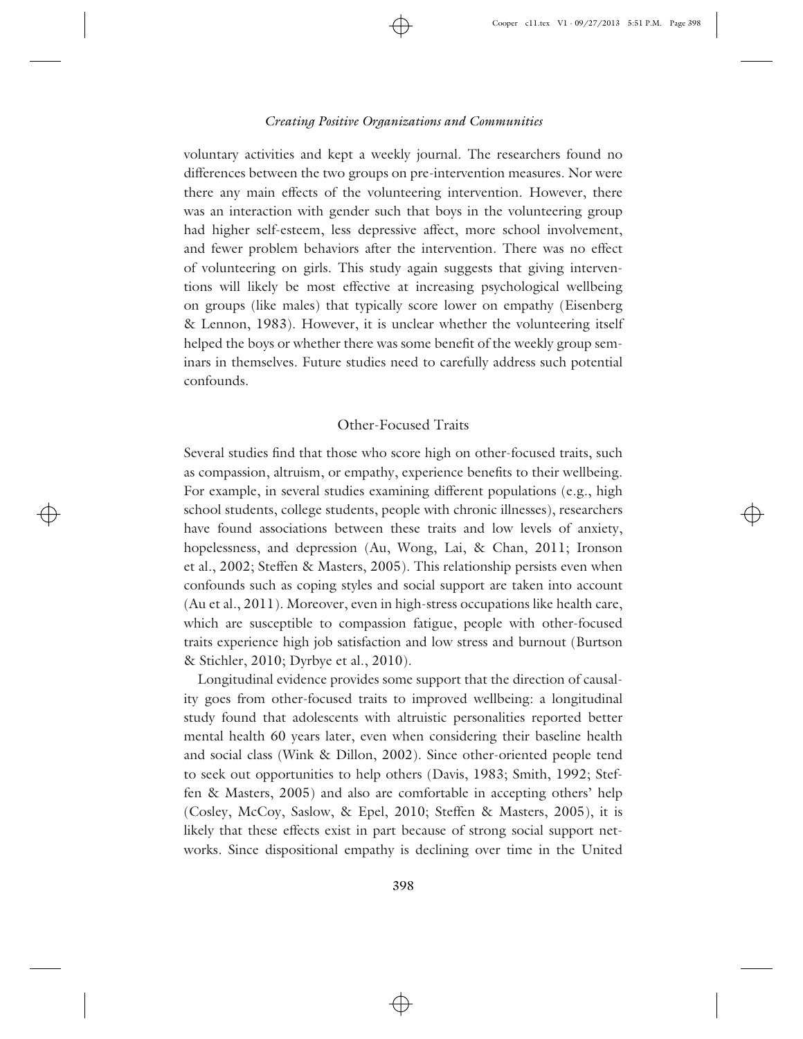voluntary activities and kept a weekly journal. The researchers found no differences between the two groups on pre-intervention measures. Nor were there any main effects of the volunteering intervention. However, there was an interaction with gender such that boys in the volunteering group had higher self-esteem, less depressive affect, more school involvement, and fewer problem behaviors after the intervention. There was no effect of volunteering on girls. This study again suggests that giving interventions will likely be most effective at increasing psychological wellbeing on groups (like males) that typically score lower on empathy (Eisenberg & Lennon, 1983). However, it is unclear whether the volunteering itself helped the boys or whether there was some benefit of the weekly group seminars in themselves. Future studies need to carefully address such potential confounds.

## Other-Focused Traits

Several studies find that those who score high on other-focused traits, such as compassion, altruism, or empathy, experience benefits to their wellbeing. For example, in several studies examining different populations (e.g., high school students, college students, people with chronic illnesses), researchers have found associations between these traits and low levels of anxiety, hopelessness, and depression (Au, Wong, Lai, & Chan, 2011; Ironson et al., 2002; Steffen & Masters, 2005). This relationship persists even when confounds such as coping styles and social support are taken into account (Au et al., 2011). Moreover, even in high-stress occupations like health care, which are susceptible to compassion fatigue, people with other-focused traits experience high job satisfaction and low stress and burnout (Burtson & Stichler, 2010; Dyrbye et al., 2010).

Longitudinal evidence provides some support that the direction of causality goes from other-focused traits to improved wellbeing: a longitudinal study found that adolescents with altruistic personalities reported better mental health 60 years later, even when considering their baseline health and social class (Wink & Dillon, 2002). Since other-oriented people tend to seek out opportunities to help others (Davis, 1983; Smith, 1992; Steffen & Masters, 2005) and also are comfortable in accepting others' help (Cosley, McCoy, Saslow, & Epel, 2010; Steffen & Masters, 2005), it is likely that these effects exist in part because of strong social support networks. Since dispositional empathy is declining over time in the United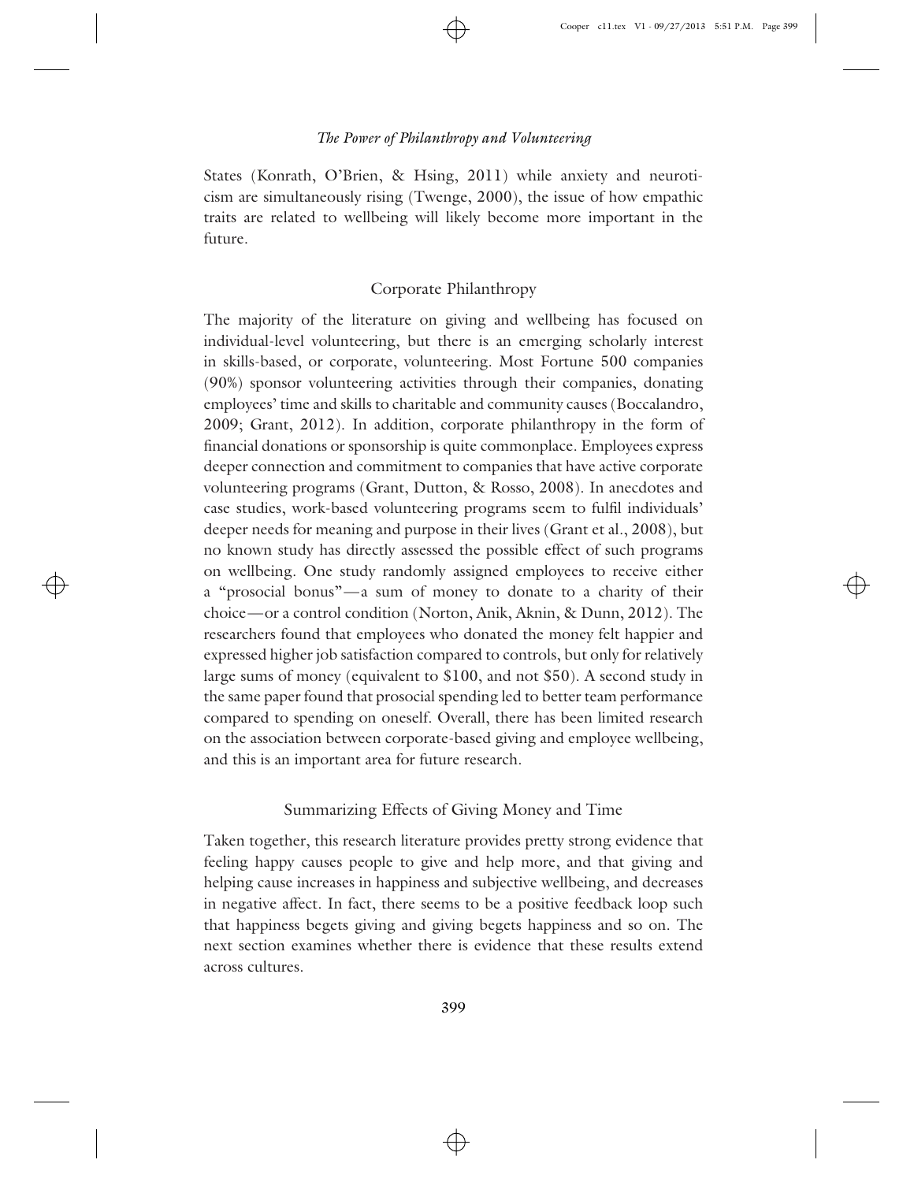States (Konrath, O'Brien, & Hsing, 2011) while anxiety and neuroticism are simultaneously rising (Twenge, 2000), the issue of how empathic traits are related to wellbeing will likely become more important in the future.

## Corporate Philanthropy

The majority of the literature on giving and wellbeing has focused on individual-level volunteering, but there is an emerging scholarly interest in skills-based, or corporate, volunteering. Most Fortune 500 companies (90%) sponsor volunteering activities through their companies, donating employees' time and skills to charitable and community causes (Boccalandro, 2009; Grant, 2012). In addition, corporate philanthropy in the form of financial donations or sponsorship is quite commonplace. Employees express deeper connection and commitment to companies that have active corporate volunteering programs (Grant, Dutton, & Rosso, 2008). In anecdotes and case studies, work-based volunteering programs seem to fulfil individuals' deeper needs for meaning and purpose in their lives (Grant et al., 2008), but no known study has directly assessed the possible effect of such programs on wellbeing. One study randomly assigned employees to receive either a "prosocial bonus"—a sum of money to donate to a charity of their choice—or a control condition (Norton, Anik, Aknin, & Dunn, 2012). The researchers found that employees who donated the money felt happier and expressed higher job satisfaction compared to controls, but only for relatively large sums of money (equivalent to $100, and not $50). A second study in the same paper found that prosocial spending led to better team performance compared to spending on oneself. Overall, there has been limited research on the association between corporate-based giving and employee wellbeing, and this is an important area for future research.

## Summarizing Effects of Giving Money and Time

Taken together, this research literature provides pretty strong evidence that feeling happy causes people to give and help more, and that giving and helping cause increases in happiness and subjective wellbeing, and decreases in negative affect. In fact, there seems to be a positive feedback loop such that happiness begets giving and giving begets happiness and so on. The next section examines whether there is evidence that these results extend across cultures.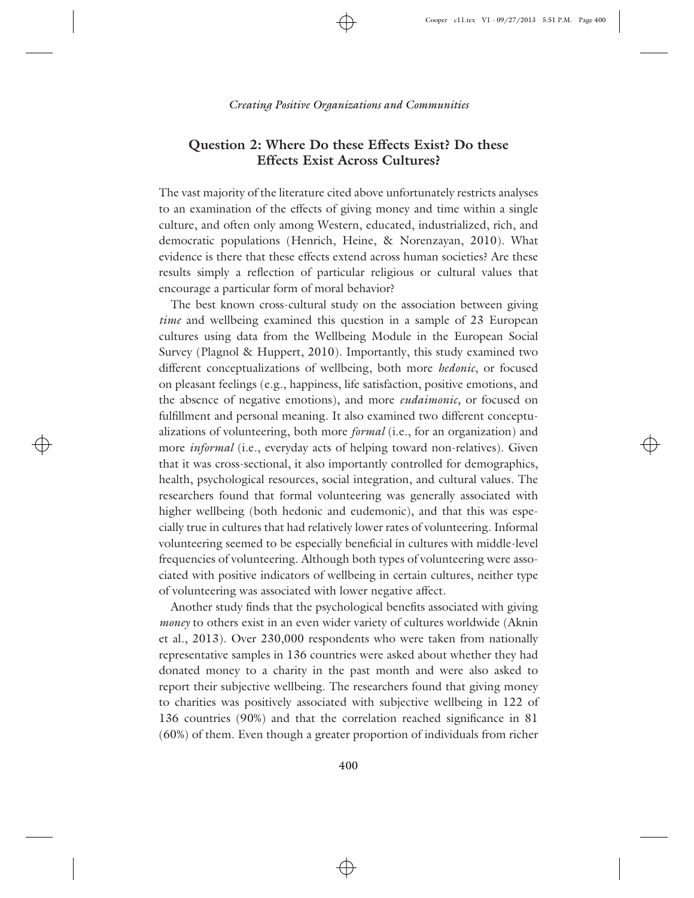## Question 2: Where Do these Effects Exist? Do these Effects Exist Across Cultures?

The vast majority of the literature cited above unfortunately restricts analyses to an examination of the effects of giving money and time within a single culture, and often only among Western, educated, industrialized, rich, and democratic populations (Henrich, Heine, & Norenzayan, 2010). What evidence is there that these effects extend across human societies? Are these results simply a reflection of particular religious or cultural values that encourage a particular form of moral behavior?

The best known cross-cultural study on the association between giving *time* and wellbeing examined this question in a sample of 23 European cultures using data from the Wellbeing Module in the European Social Survey (Plagnol & Huppert, 2010). Importantly, this study examined two different conceptualizations of wellbeing, both more *hedonic*, or focused on pleasant feelings (e.g., happiness, life satisfaction, positive emotions, and the absence of negative emotions), and more *eudaimonic*, or focused on fulfillment and personal meaning. It also examined two different conceptualizations of volunteering, both more *formal* (i.e., for an organization) and more *informal* (i.e., everyday acts of helping toward non-relatives). Given that it was cross-sectional, it also importantly controlled for demographics, health, psychological resources, social integration, and cultural values. The researchers found that formal volunteering was generally associated with higher wellbeing (both hedonic and eudemonic), and that this was especially true in cultures that had relatively lower rates of volunteering. Informal volunteering seemed to be especially beneficial in cultures with middle-level frequencies of volunteering. Although both types of volunteering were associated with positive indicators of wellbeing in certain cultures, neither type of volunteering was associated with lower negative affect.

Another study finds that the psychological benefits associated with giving *money* to others exist in an even wider variety of cultures worldwide (Aknin et al., 2013). Over 230,000 respondents who were taken from nationally representative samples in 136 countries were asked about whether they had donated money to a charity in the past month and were also asked to report their subjective wellbeing. The researchers found that giving money to charities was positively associated with subjective wellbeing in 122 of 136 countries (90%) and that the correlation reached significance in 81 (60%) of them. Even though a greater proportion of individuals from richer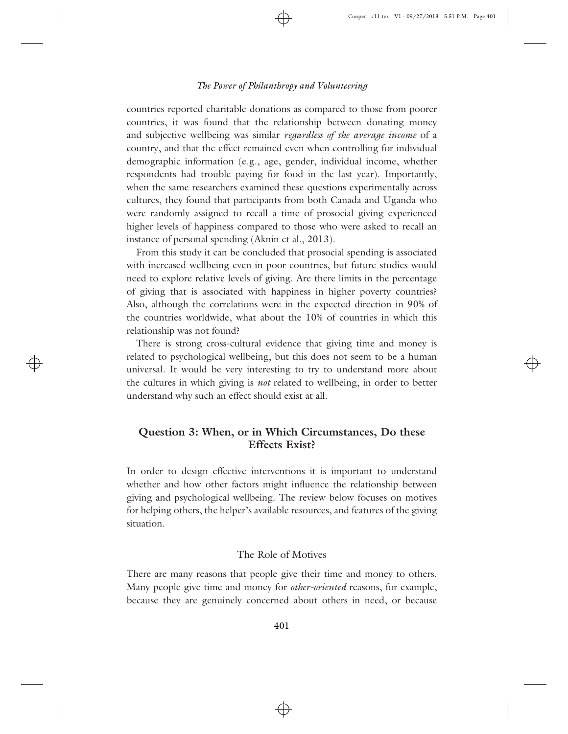countries reported charitable donations as compared to those from poorer countries, it was found that the relationship between donating money and subjective wellbeing was similar *regardless of the average income* of a country, and that the effect remained even when controlling for individual demographic information (e.g., age, gender, individual income, whether respondents had trouble paying for food in the last year). Importantly, when the same researchers examined these questions experimentally across cultures, they found that participants from both Canada and Uganda who were randomly assigned to recall a time of prosocial giving experienced higher levels of happiness compared to those who were asked to recall an instance of personal spending (Aknin et al., 2013).

From this study it can be concluded that prosocial spending is associated with increased wellbeing even in poor countries, but future studies would need to explore relative levels of giving. Are there limits in the percentage of giving that is associated with happiness in higher poverty countries? Also, although the correlations were in the expected direction in 90% of the countries worldwide, what about the 10% of countries in which this relationship was not found?

There is strong cross-cultural evidence that giving time and money is related to psychological wellbeing, but this does not seem to be a human universal. It would be very interesting to try to understand more about the cultures in which giving is *not* related to wellbeing, in order to better understand why such an effect should exist at all.

## Question 3: When, or in Which Circumstances, Do these Effects Exist?

In order to design effective interventions it is important to understand whether and how other factors might influence the relationship between giving and psychological wellbeing. The review below focuses on motives for helping others, the helper's available resources, and features of the giving situation.

### The Role of Motives

There are many reasons that people give their time and money to others. Many people give time and money for *other-oriented* reasons, for example, because they are genuinely concerned about others in need, or because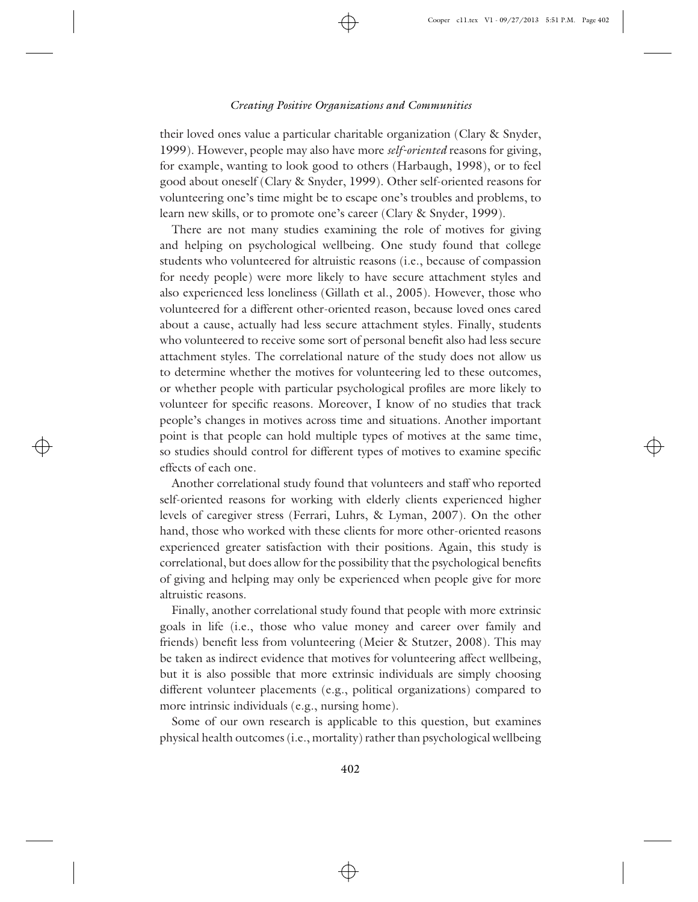their loved ones value a particular charitable organization (Clary & Snyder, 1999). However, people may also have more *self-oriented* reasons for giving, for example, wanting to look good to others (Harbaugh, 1998), or to feel good about oneself (Clary & Snyder, 1999). Other self-oriented reasons for volunteering one's time might be to escape one's troubles and problems, to learn new skills, or to promote one's career (Clary & Snyder, 1999).

There are not many studies examining the role of motives for giving and helping on psychological wellbeing. One study found that college students who volunteered for altruistic reasons (i.e., because of compassion for needy people) were more likely to have secure attachment styles and also experienced less loneliness (Gillath et al., 2005). However, those who volunteered for a different other-oriented reason, because loved ones cared about a cause, actually had less secure attachment styles. Finally, students who volunteered to receive some sort of personal benefit also had less secure attachment styles. The correlational nature of the study does not allow us to determine whether the motives for volunteering led to these outcomes, or whether people with particular psychological profiles are more likely to volunteer for specific reasons. Moreover, I know of no studies that track people's changes in motives across time and situations. Another important point is that people can hold multiple types of motives at the same time, so studies should control for different types of motives to examine specific effects of each one.

Another correlational study found that volunteers and staff who reported self-oriented reasons for working with elderly clients experienced higher levels of caregiver stress (Ferrari, Luhrs, & Lyman, 2007). On the other hand, those who worked with these clients for more other-oriented reasons experienced greater satisfaction with their positions. Again, this study is correlational, but does allow for the possibility that the psychological benefits of giving and helping may only be experienced when people give for more altruistic reasons.

Finally, another correlational study found that people with more extrinsic goals in life (i.e., those who value money and career over family and friends) benefit less from volunteering (Meier & Stutzer, 2008). This may be taken as indirect evidence that motives for volunteering affect wellbeing, but it is also possible that more extrinsic individuals are simply choosing different volunteer placements (e.g., political organizations) compared to more intrinsic individuals (e.g., nursing home).

Some of our own research is applicable to this question, but examines physical health outcomes (i.e., mortality) rather than psychological wellbeing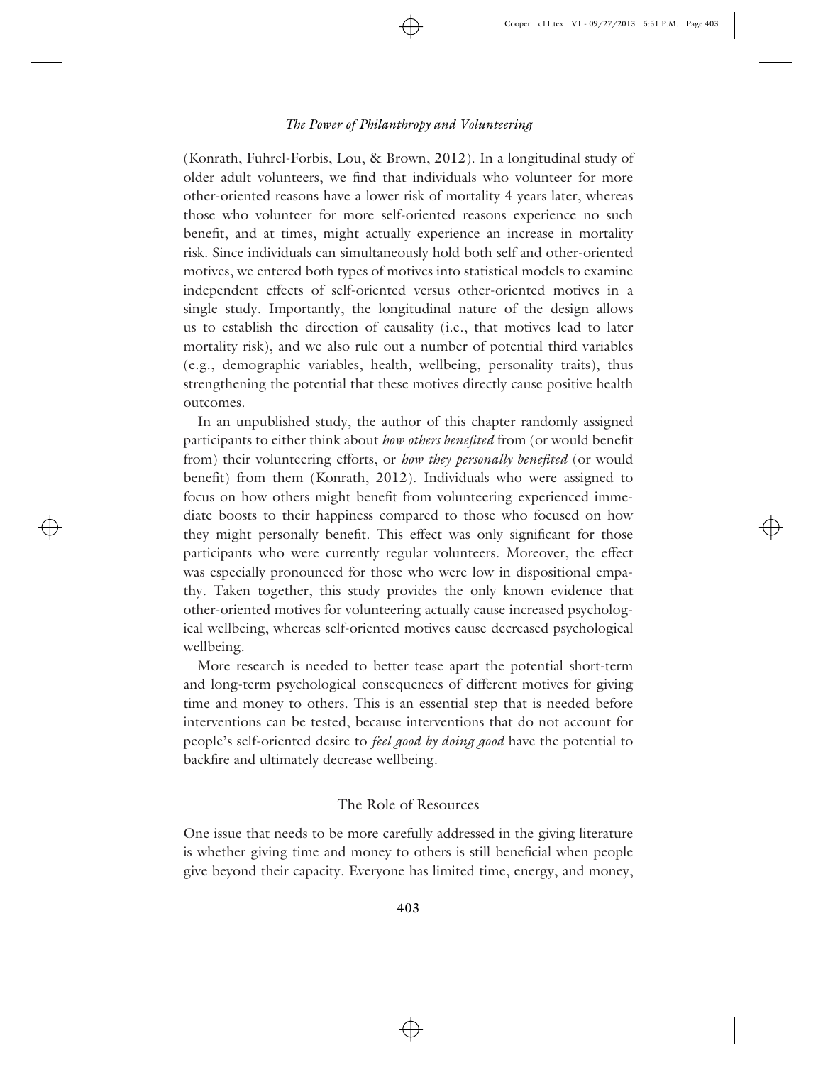(Konrath, Fuhrel-Forbis, Lou, & Brown, 2012). In a longitudinal study of older adult volunteers, we find that individuals who volunteer for more other-oriented reasons have a lower risk of mortality 4 years later, whereas those who volunteer for more self-oriented reasons experience no such benefit, and at times, might actually experience an increase in mortality risk. Since individuals can simultaneously hold both self and other-oriented motives, we entered both types of motives into statistical models to examine independent effects of self-oriented versus other-oriented motives in a single study. Importantly, the longitudinal nature of the design allows us to establish the direction of causality (i.e., that motives lead to later mortality risk), and we also rule out a number of potential third variables (e.g., demographic variables, health, wellbeing, personality traits), thus strengthening the potential that these motives directly cause positive health outcomes.

In an unpublished study, the author of this chapter randomly assigned participants to either think about *how others benefited* from (or would benefit from) their volunteering efforts, or *how they personally benefited* (or would benefit) from them (Konrath, 2012). Individuals who were assigned to focus on how others might benefit from volunteering experienced immediate boosts to their happiness compared to those who focused on how they might personally benefit. This effect was only significant for those participants who were currently regular volunteers. Moreover, the effect was especially pronounced for those who were low in dispositional empathy. Taken together, this study provides the only known evidence that other-oriented motives for volunteering actually cause increased psychological wellbeing, whereas self-oriented motives cause decreased psychological wellbeing.

More research is needed to better tease apart the potential short-term and long-term psychological consequences of different motives for giving time and money to others. This is an essential step that is needed before interventions can be tested, because interventions that do not account for people's self-oriented desire to *feel good by doing good* have the potential to backfire and ultimately decrease wellbeing.

## The Role of Resources

One issue that needs to be more carefully addressed in the giving literature is whether giving time and money to others is still beneficial when people give beyond their capacity. Everyone has limited time, energy, and money,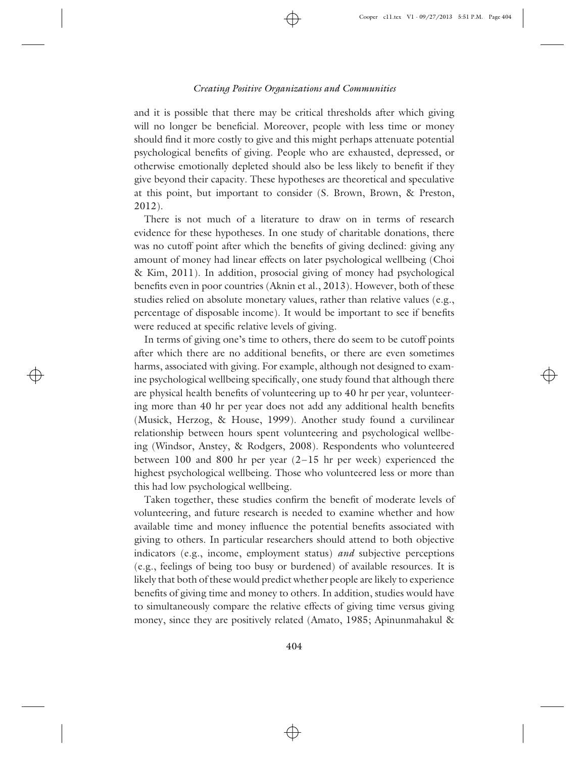and it is possible that there may be critical thresholds after which giving will no longer be beneficial. Moreover, people with less time or money should find it more costly to give and this might perhaps attenuate potential psychological benefits of giving. People who are exhausted, depressed, or otherwise emotionally depleted should also be less likely to benefit if they give beyond their capacity. These hypotheses are theoretical and speculative at this point, but important to consider (S. Brown, Brown, & Preston, 2012).

There is not much of a literature to draw on in terms of research evidence for these hypotheses. In one study of charitable donations, there was no cutoff point after which the benefits of giving declined: giving any amount of money had linear effects on later psychological wellbeing (Choi & Kim, 2011). In addition, prosocial giving of money had psychological benefits even in poor countries (Aknin et al., 2013). However, both of these studies relied on absolute monetary values, rather than relative values (e.g., percentage of disposable income). It would be important to see if benefits were reduced at specific relative levels of giving.

In terms of giving one's time to others, there do seem to be cutoff points after which there are no additional benefits, or there are even sometimes harms, associated with giving. For example, although not designed to examine psychological wellbeing specifically, one study found that although there are physical health benefits of volunteering up to 40 hr per year, volunteering more than 40 hr per year does not add any additional health benefits (Musick, Herzog, & House, 1999). Another study found a curvilinear relationship between hours spent volunteering and psychological wellbeing (Windsor, Anstey, & Rodgers, 2008). Respondents who volunteered between 100 and 800 hr per year (2–15 hr per week) experienced the highest psychological wellbeing. Those who volunteered less or more than this had low psychological wellbeing.

Taken together, these studies confirm the benefit of moderate levels of volunteering, and future research is needed to examine whether and how available time and money influence the potential benefits associated with giving to others. In particular researchers should attend to both objective indicators (e.g., income, employment status) *and* subjective perceptions (e.g., feelings of being too busy or burdened) of available resources. It is likely that both of these would predict whether people are likely to experience benefits of giving time and money to others. In addition, studies would have to simultaneously compare the relative effects of giving time versus giving money, since they are positively related (Amato, 1985; Apinunmahakul &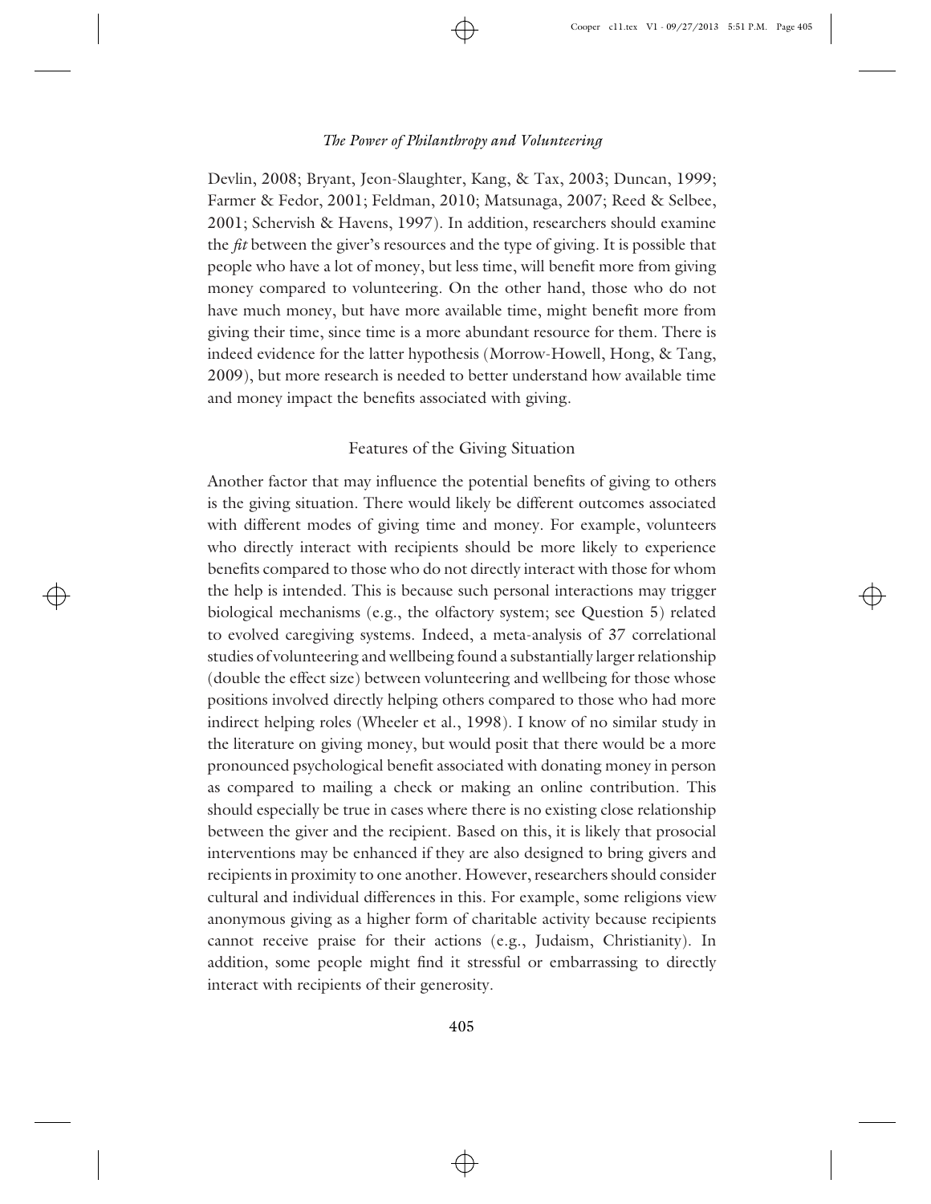Devlin, 2008; Bryant, Jeon-Slaughter, Kang, & Tax, 2003; Duncan, 1999; Farmer & Fedor, 2001; Feldman, 2010; Matsunaga, 2007; Reed & Selbee, 2001; Schervish & Havens, 1997). In addition, researchers should examine the *fit* between the giver's resources and the type of giving. It is possible that people who have a lot of money, but less time, will benefit more from giving money compared to volunteering. On the other hand, those who do not have much money, but have more available time, might benefit more from giving their time, since time is a more abundant resource for them. There is indeed evidence for the latter hypothesis (Morrow-Howell, Hong, & Tang, 2009), but more research is needed to better understand how available time and money impact the benefits associated with giving.

### Features of the Giving Situation

Another factor that may influence the potential benefits of giving to others is the giving situation. There would likely be different outcomes associated with different modes of giving time and money. For example, volunteers who directly interact with recipients should be more likely to experience benefits compared to those who do not directly interact with those for whom the help is intended. This is because such personal interactions may trigger biological mechanisms (e.g., the olfactory system; see Question 5) related to evolved caregiving systems. Indeed, a meta-analysis of 37 correlational studies of volunteering and wellbeing found a substantially larger relationship (double the effect size) between volunteering and wellbeing for those whose positions involved directly helping others compared to those who had more indirect helping roles (Wheeler et al., 1998). I know of no similar study in the literature on giving money, but would posit that there would be a more pronounced psychological benefit associated with donating money in person as compared to mailing a check or making an online contribution. This should especially be true in cases where there is no existing close relationship between the giver and the recipient. Based on this, it is likely that prosocial interventions may be enhanced if they are also designed to bring givers and recipients in proximity to one another. However, researchers should consider cultural and individual differences in this. For example, some religions view anonymous giving as a higher form of charitable activity because recipients cannot receive praise for their actions (e.g., Judaism, Christianity). In addition, some people might find it stressful or embarrassing to directly interact with recipients of their generosity.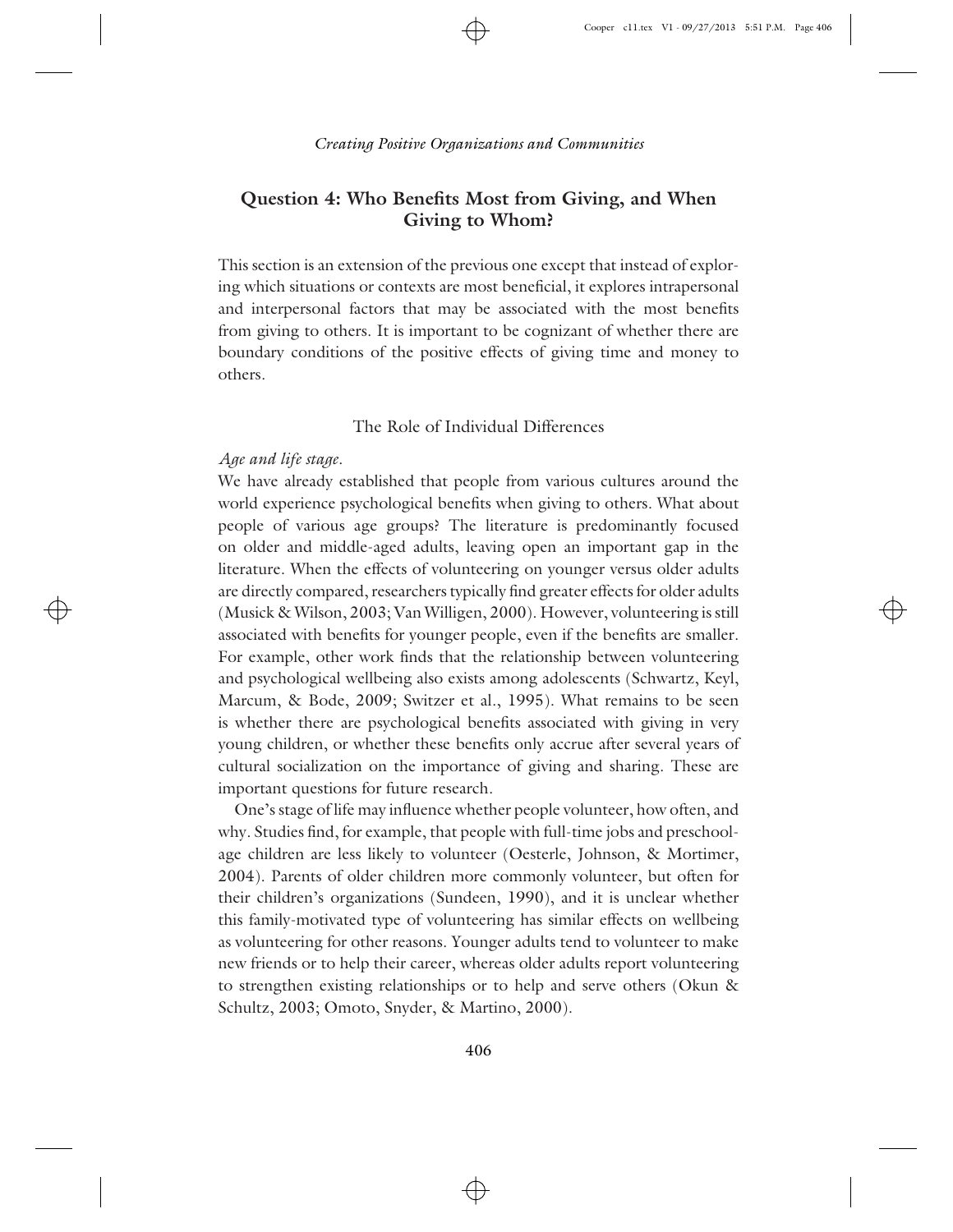## Question 4: Who Benefits Most from Giving, and When Giving to Whom?

This section is an extension of the previous one except that instead of exploring which situations or contexts are most beneficial, it explores intrapersonal and interpersonal factors that may be associated with the most benefits from giving to others. It is important to be cognizant of whether there are boundary conditions of the positive effects of giving time and money to others.

### The Role of Individual Differences

*Age and life stage.*

We have already established that people from various cultures around the world experience psychological benefits when giving to others. What about people of various age groups? The literature is predominantly focused on older and middle-aged adults, leaving open an important gap in the literature. When the effects of volunteering on younger versus older adults are directly compared, researchers typically find greater effects for older adults (Musick & Wilson, 2003; Van Willigen, 2000). However, volunteering is still associated with benefits for younger people, even if the benefits are smaller. For example, other work finds that the relationship between volunteering and psychological wellbeing also exists among adolescents (Schwartz, Keyl, Marcum, & Bode, 2009; Switzer et al., 1995). What remains to be seen is whether there are psychological benefits associated with giving in very young children, or whether these benefits only accrue after several years of cultural socialization on the importance of giving and sharing. These are important questions for future research.

One's stage of life may influence whether people volunteer, how often, and why. Studies find, for example, that people with full-time jobs and preschool-age children are less likely to volunteer (Oesterle, Johnson, & Mortimer, 2004). Parents of older children more commonly volunteer, but often for their children's organizations (Sundeen, 1990), and it is unclear whether this family-motivated type of volunteering has similar effects on wellbeing as volunteering for other reasons. Younger adults tend to volunteer to make new friends or to help their career, whereas older adults report volunteering to strengthen existing relationships or to help and serve others (Okun & Schultz, 2003; Omoto, Snyder, & Martino, 2000).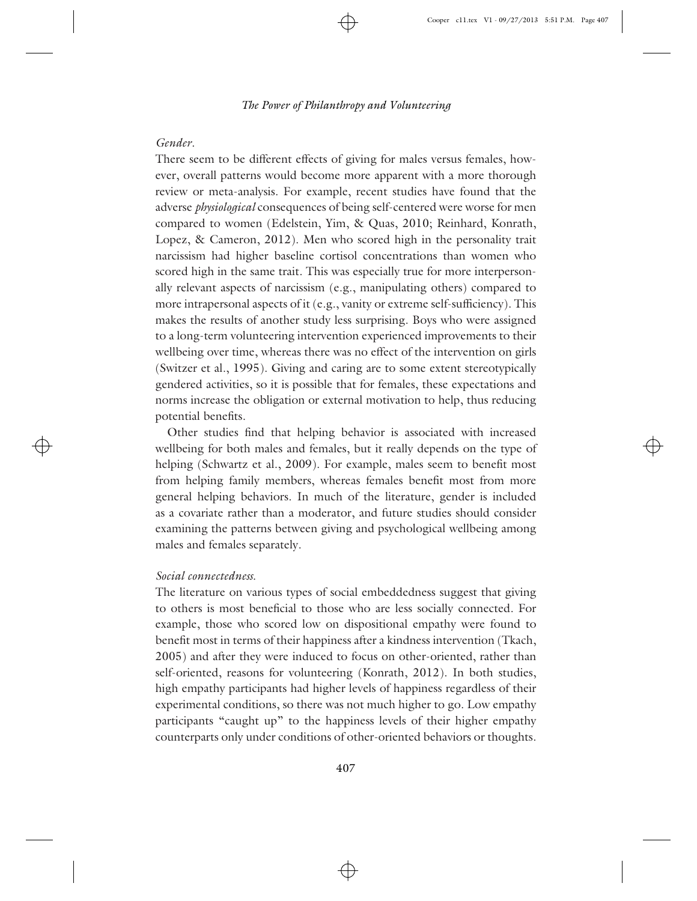*Gender.*

There seem to be different effects of giving for males versus females, however, overall patterns would become more apparent with a more thorough review or meta-analysis. For example, recent studies have found that the adverse *physiological* consequences of being self-centered were worse for men compared to women (Edelstein, Yim, & Quas, 2010; Reinhard, Konrath, Lopez, & Cameron, 2012). Men who scored high in the personality trait narcissism had higher baseline cortisol concentrations than women who scored high in the same trait. This was especially true for more interpersonally relevant aspects of narcissism (e.g., manipulating others) compared to more intrapersonal aspects of it (e.g., vanity or extreme self-sufficiency). This makes the results of another study less surprising. Boys who were assigned to a long-term volunteering intervention experienced improvements to their wellbeing over time, whereas there was no effect of the intervention on girls (Switzer et al., 1995). Giving and caring are to some extent stereotypically gendered activities, so it is possible that for females, these expectations and norms increase the obligation or external motivation to help, thus reducing potential benefits.

Other studies find that helping behavior is associated with increased wellbeing for both males and females, but it really depends on the type of helping (Schwartz et al., 2009). For example, males seem to benefit most from helping family members, whereas females benefit most from more general helping behaviors. In much of the literature, gender is included as a covariate rather than a moderator, and future studies should consider examining the patterns between giving and psychological wellbeing among males and females separately.

*Social connectedness.*

The literature on various types of social embeddedness suggest that giving to others is most beneficial to those who are less socially connected. For example, those who scored low on dispositional empathy were found to benefit most in terms of their happiness after a kindness intervention (Tkach, 2005) and after they were induced to focus on other-oriented, rather than self-oriented, reasons for volunteering (Konrath, 2012). In both studies, high empathy participants had higher levels of happiness regardless of their experimental conditions, so there was not much higher to go. Low empathy participants "caught up" to the happiness levels of their higher empathy counterparts only under conditions of other-oriented behaviors or thoughts.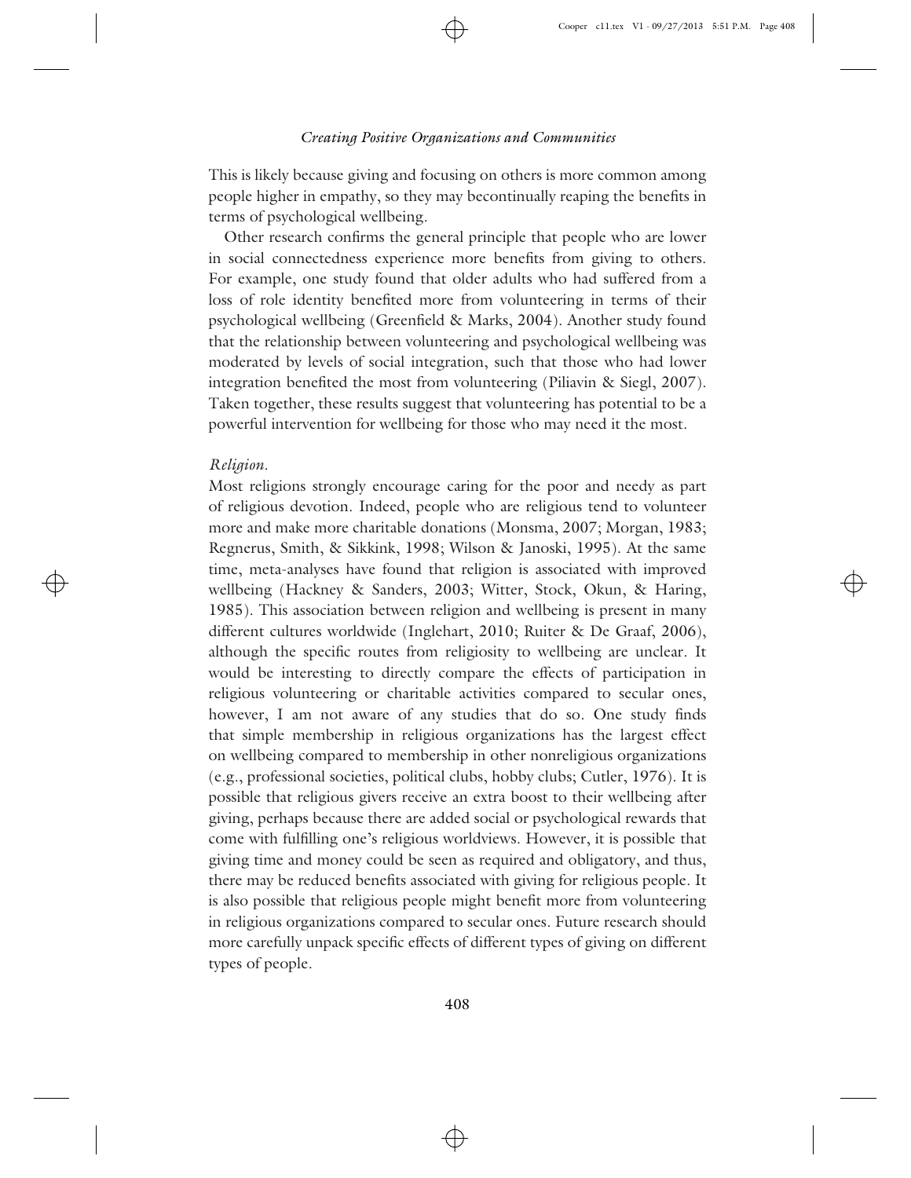This is likely because giving and focusing on others is more common among people higher in empathy, so they may becontinually reaping the benefits in terms of psychological wellbeing.

Other research confirms the general principle that people who are lower in social connectedness experience more benefits from giving to others. For example, one study found that older adults who had suffered from a loss of role identity benefited more from volunteering in terms of their psychological wellbeing (Greenfield & Marks, 2004). Another study found that the relationship between volunteering and psychological wellbeing was moderated by levels of social integration, such that those who had lower integration benefited the most from volunteering (Piliavin & Siegl, 2007). Taken together, these results suggest that volunteering has potential to be a powerful intervention for wellbeing for those who may need it the most.

*Religion.*

Most religions strongly encourage caring for the poor and needy as part of religious devotion. Indeed, people who are religious tend to volunteer more and make more charitable donations (Monsma, 2007; Morgan, 1983; Regnerus, Smith, & Sikkink, 1998; Wilson & Janoski, 1995). At the same time, meta-analyses have found that religion is associated with improved wellbeing (Hackney & Sanders, 2003; Witter, Stock, Okun, & Haring, 1985). This association between religion and wellbeing is present in many different cultures worldwide (Inglehart, 2010; Ruiter & De Graaf, 2006), although the specific routes from religiosity to wellbeing are unclear. It would be interesting to directly compare the effects of participation in religious volunteering or charitable activities compared to secular ones, however, I am not aware of any studies that do so. One study finds that simple membership in religious organizations has the largest effect on wellbeing compared to membership in other nonreligious organizations (e.g., professional societies, political clubs, hobby clubs; Cutler, 1976). It is possible that religious givers receive an extra boost to their wellbeing after giving, perhaps because there are added social or psychological rewards that come with fulfilling one's religious worldviews. However, it is possible that giving time and money could be seen as required and obligatory, and thus, there may be reduced benefits associated with giving for religious people. It is also possible that religious people might benefit more from volunteering in religious organizations compared to secular ones. Future research should more carefully unpack specific effects of different types of giving on different types of people.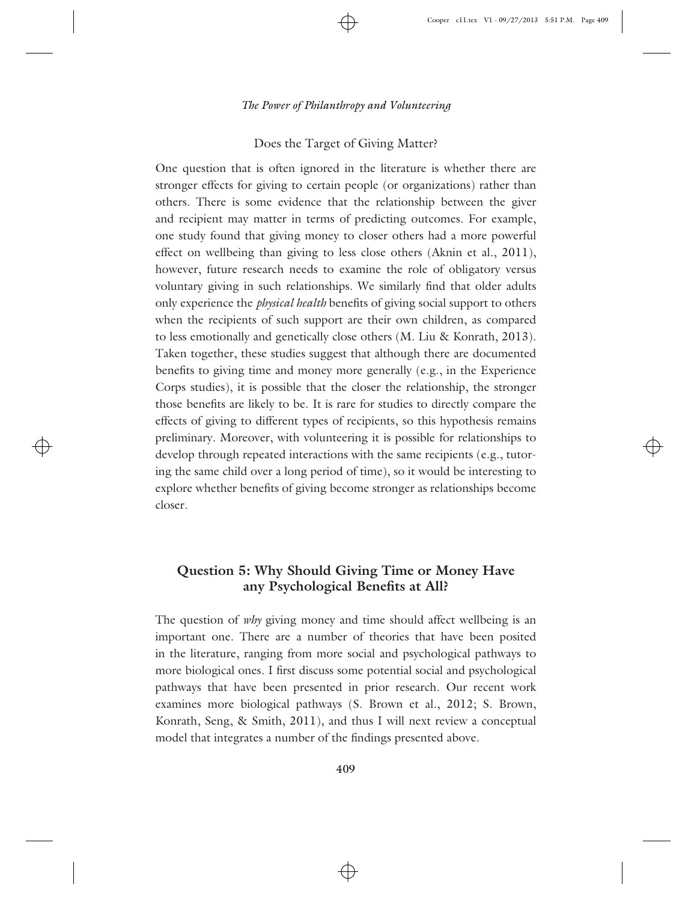### Does the Target of Giving Matter?

One question that is often ignored in the literature is whether there are stronger effects for giving to certain people (or organizations) rather than others. There is some evidence that the relationship between the giver and recipient may matter in terms of predicting outcomes. For example, one study found that giving money to closer others had a more powerful effect on wellbeing than giving to less close others (Aknin et al., 2011), however, future research needs to examine the role of obligatory versus voluntary giving in such relationships. We similarly find that older adults only experience the *physical health* benefits of giving social support to others when the recipients of such support are their own children, as compared to less emotionally and genetically close others (M. Liu & Konrath, 2013). Taken together, these studies suggest that although there are documented benefits to giving time and money more generally (e.g., in the Experience Corps studies), it is possible that the closer the relationship, the stronger those benefits are likely to be. It is rare for studies to directly compare the effects of giving to different types of recipients, so this hypothesis remains preliminary. Moreover, with volunteering it is possible for relationships to develop through repeated interactions with the same recipients (e.g., tutoring the same child over a long period of time), so it would be interesting to explore whether benefits of giving become stronger as relationships become closer.

## Question 5: Why Should Giving Time or Money Have any Psychological Benefits at All?

The question of *why* giving money and time should affect wellbeing is an important one. There are a number of theories that have been posited in the literature, ranging from more social and psychological pathways to more biological ones. I first discuss some potential social and psychological pathways that have been presented in prior research. Our recent work examines more biological pathways (S. Brown et al., 2012; S. Brown, Konrath, Seng, & Smith, 2011), and thus I will next review a conceptual model that integrates a number of the findings presented above.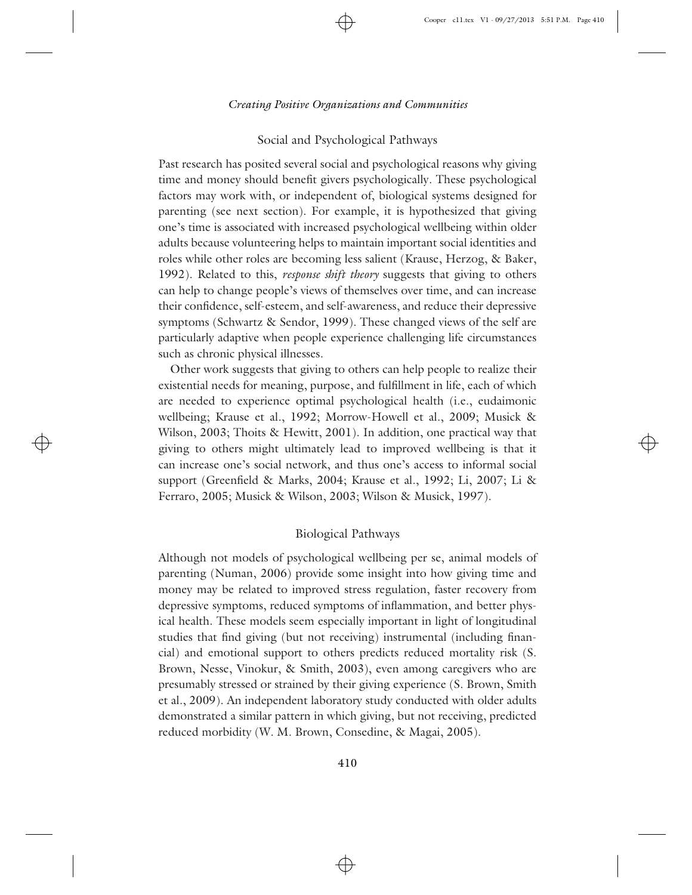## Social and Psychological Pathways

Past research has posited several social and psychological reasons why giving time and money should benefit givers psychologically. These psychological factors may work with, or independent of, biological systems designed for parenting (see next section). For example, it is hypothesized that giving one's time is associated with increased psychological wellbeing within older adults because volunteering helps to maintain important social identities and roles while other roles are becoming less salient (Krause, Herzog, & Baker, 1992). Related to this, *response shift theory* suggests that giving to others can help to change people's views of themselves over time, and can increase their confidence, self-esteem, and self-awareness, and reduce their depressive symptoms (Schwartz & Sendor, 1999). These changed views of the self are particularly adaptive when people experience challenging life circumstances such as chronic physical illnesses.

Other work suggests that giving to others can help people to realize their existential needs for meaning, purpose, and fulfillment in life, each of which are needed to experience optimal psychological health (i.e., eudaimonic wellbeing; Krause et al., 1992; Morrow-Howell et al., 2009; Musick & Wilson, 2003; Thoits & Hewitt, 2001). In addition, one practical way that giving to others might ultimately lead to improved wellbeing is that it can increase one's social network, and thus one's access to informal social support (Greenfield & Marks, 2004; Krause et al., 1992; Li, 2007; Li & Ferraro, 2005; Musick & Wilson, 2003; Wilson & Musick, 1997).

## Biological Pathways

Although not models of psychological wellbeing per se, animal models of parenting (Numan, 2006) provide some insight into how giving time and money may be related to improved stress regulation, faster recovery from depressive symptoms, reduced symptoms of inflammation, and better physical health. These models seem especially important in light of longitudinal studies that find giving (but not receiving) instrumental (including financial) and emotional support to others predicts reduced mortality risk (S. Brown, Nesse, Vinokur, & Smith, 2003), even among caregivers who are presumably stressed or strained by their giving experience (S. Brown, Smith et al., 2009). An independent laboratory study conducted with older adults demonstrated a similar pattern in which giving, but not receiving, predicted reduced morbidity (W. M. Brown, Consedine, & Magai, 2005).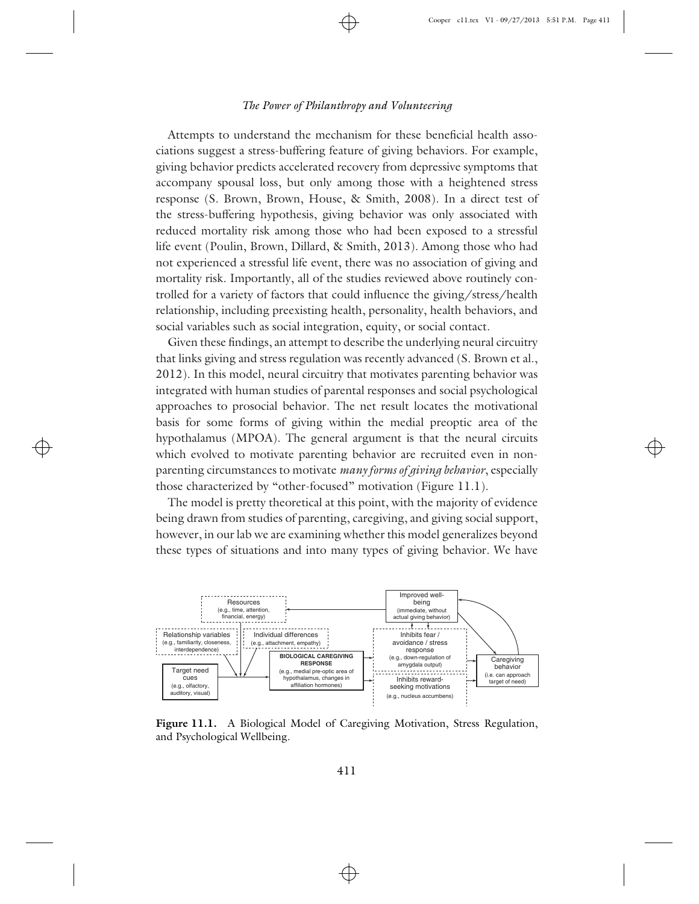Attempts to understand the mechanism for these beneficial health associations suggest a stress-buffering feature of giving behaviors. For example, giving behavior predicts accelerated recovery from depressive symptoms that accompany spousal loss, but only among those with a heightened stress response (S. Brown, Brown, House, & Smith, 2008). In a direct test of the stress-buffering hypothesis, giving behavior was only associated with reduced mortality risk among those who had been exposed to a stressful life event (Poulin, Brown, Dillard, & Smith, 2013). Among those who had not experienced a stressful life event, there was no association of giving and mortality risk. Importantly, all of the studies reviewed above routinely controlled for a variety of factors that could influence the giving/stress/health relationship, including preexisting health, personality, health behaviors, and social variables such as social integration, equity, or social contact.

Given these findings, an attempt to describe the underlying neural circuitry that links giving and stress regulation was recently advanced (S. Brown et al., 2012). In this model, neural circuitry that motivates parenting behavior was integrated with human studies of parental responses and social psychological approaches to prosocial behavior. The net result locates the motivational basis for some forms of giving within the medial preoptic area of the hypothalamus (MPOA). The general argument is that the neural circuits which evolved to motivate parenting behavior are recruited even in non-parenting circumstances to motivate *many forms of giving behavior*, especially those characterized by "other-focused" motivation (Figure 11.1).

The model is pretty theoretical at this point, with the majority of evidence being drawn from studies of parenting, caregiving, and giving social support, however, in our lab we are examining whether this model generalizes beyond these types of situations and into many types of giving behavior. We have

Resources (e.g., time, attention, financial, energy)

Improved well-being (immediate, without actual giving behavior)

Relationship variables (e.g., familiarity, closeness, interdependence)

Individual differences (e.g., attachment, empathy)

Inhibits fear / avoidance / stress response (e.g., down-regulation of amygdala output)

Target need cues (e.g., olfactory, auditory, visual)

**BIOLOGICAL CAREGIVING RESPONSE** (e.g., medial pre-optic area of hypothalamus, changes in affiliation hormones)

Inhibits reward-seeking motivations (e.g., nucleus accumbens)

Caregiving behavior (i.e. can approach target of need)

**Figure 11.1.** A Biological Model of Caregiving Motivation, Stress Regulation, and Psychological Wellbeing.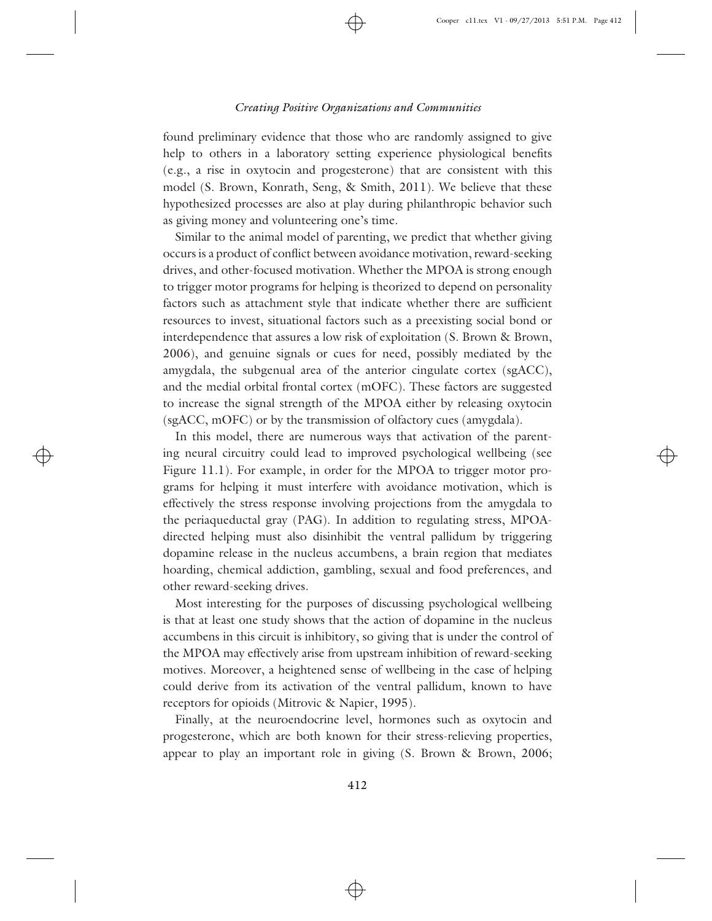found preliminary evidence that those who are randomly assigned to give help to others in a laboratory setting experience physiological benefits (e.g., a rise in oxytocin and progesterone) that are consistent with this model (S. Brown, Konrath, Seng, & Smith, 2011). We believe that these hypothesized processes are also at play during philanthropic behavior such as giving money and volunteering one's time.

Similar to the animal model of parenting, we predict that whether giving occurs is a product of conflict between avoidance motivation, reward-seeking drives, and other-focused motivation. Whether the MPOA is strong enough to trigger motor programs for helping is theorized to depend on personality factors such as attachment style that indicate whether there are sufficient resources to invest, situational factors such as a preexisting social bond or interdependence that assures a low risk of exploitation (S. Brown & Brown, 2006), and genuine signals or cues for need, possibly mediated by the amygdala, the subgenual area of the anterior cingulate cortex (sgACC), and the medial orbital frontal cortex (mOFC). These factors are suggested to increase the signal strength of the MPOA either by releasing oxytocin (sgACC, mOFC) or by the transmission of olfactory cues (amygdala).

In this model, there are numerous ways that activation of the parenting neural circuitry could lead to improved psychological wellbeing (see Figure 11.1). For example, in order for the MPOA to trigger motor programs for helping it must interfere with avoidance motivation, which is effectively the stress response involving projections from the amygdala to the periaqueductal gray (PAG). In addition to regulating stress, MPOA-directed helping must also disinhibit the ventral pallidum by triggering dopamine release in the nucleus accumbens, a brain region that mediates hoarding, chemical addiction, gambling, sexual and food preferences, and other reward-seeking drives.

Most interesting for the purposes of discussing psychological wellbeing is that at least one study shows that the action of dopamine in the nucleus accumbens in this circuit is inhibitory, so giving that is under the control of the MPOA may effectively arise from upstream inhibition of reward-seeking motives. Moreover, a heightened sense of wellbeing in the case of helping could derive from its activation of the ventral pallidum, known to have receptors for opioids (Mitrovic & Napier, 1995).

Finally, at the neuroendocrine level, hormones such as oxytocin and progesterone, which are both known for their stress-relieving properties, appear to play an important role in giving (S. Brown & Brown, 2006;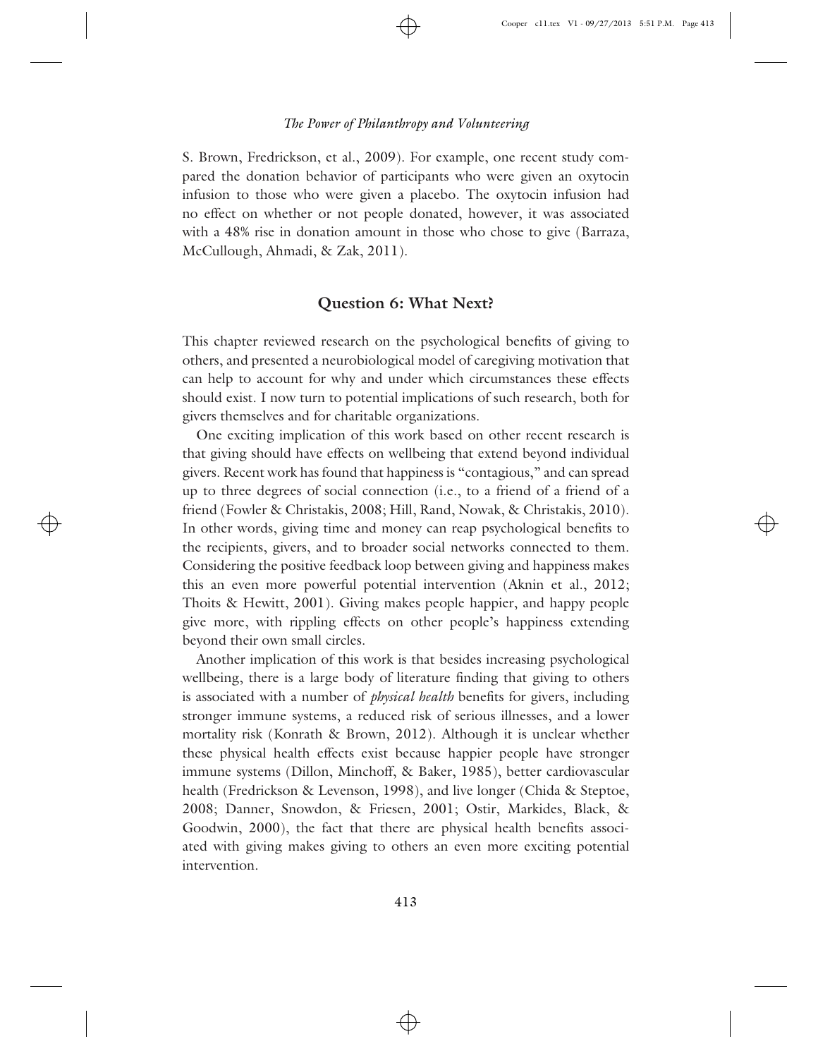S. Brown, Fredrickson, et al., 2009). For example, one recent study compared the donation behavior of participants who were given an oxytocin infusion to those who were given a placebo. The oxytocin infusion had no effect on whether or not people donated, however, it was associated with a 48% rise in donation amount in those who chose to give (Barraza, McCullough, Ahmadi, & Zak, 2011).

## Question 6: What Next?

This chapter reviewed research on the psychological benefits of giving to others, and presented a neurobiological model of caregiving motivation that can help to account for why and under which circumstances these effects should exist. I now turn to potential implications of such research, both for givers themselves and for charitable organizations.

One exciting implication of this work based on other recent research is that giving should have effects on wellbeing that extend beyond individual givers. Recent work has found that happiness is "contagious," and can spread up to three degrees of social connection (i.e., to a friend of a friend of a friend (Fowler & Christakis, 2008; Hill, Rand, Nowak, & Christakis, 2010). In other words, giving time and money can reap psychological benefits to the recipients, givers, and to broader social networks connected to them. Considering the positive feedback loop between giving and happiness makes this an even more powerful potential intervention (Aknin et al., 2012; Thoits & Hewitt, 2001). Giving makes people happier, and happy people give more, with rippling effects on other people's happiness extending beyond their own small circles.

Another implication of this work is that besides increasing psychological wellbeing, there is a large body of literature finding that giving to others is associated with a number of *physical health* benefits for givers, including stronger immune systems, a reduced risk of serious illnesses, and a lower mortality risk (Konrath & Brown, 2012). Although it is unclear whether these physical health effects exist because happier people have stronger immune systems (Dillon, Minchoff, & Baker, 1985), better cardiovascular health (Fredrickson & Levenson, 1998), and live longer (Chida & Steptoe, 2008; Danner, Snowdon, & Friesen, 2001; Ostir, Markides, Black, & Goodwin, 2000), the fact that there are physical health benefits associated with giving makes giving to others an even more exciting potential intervention.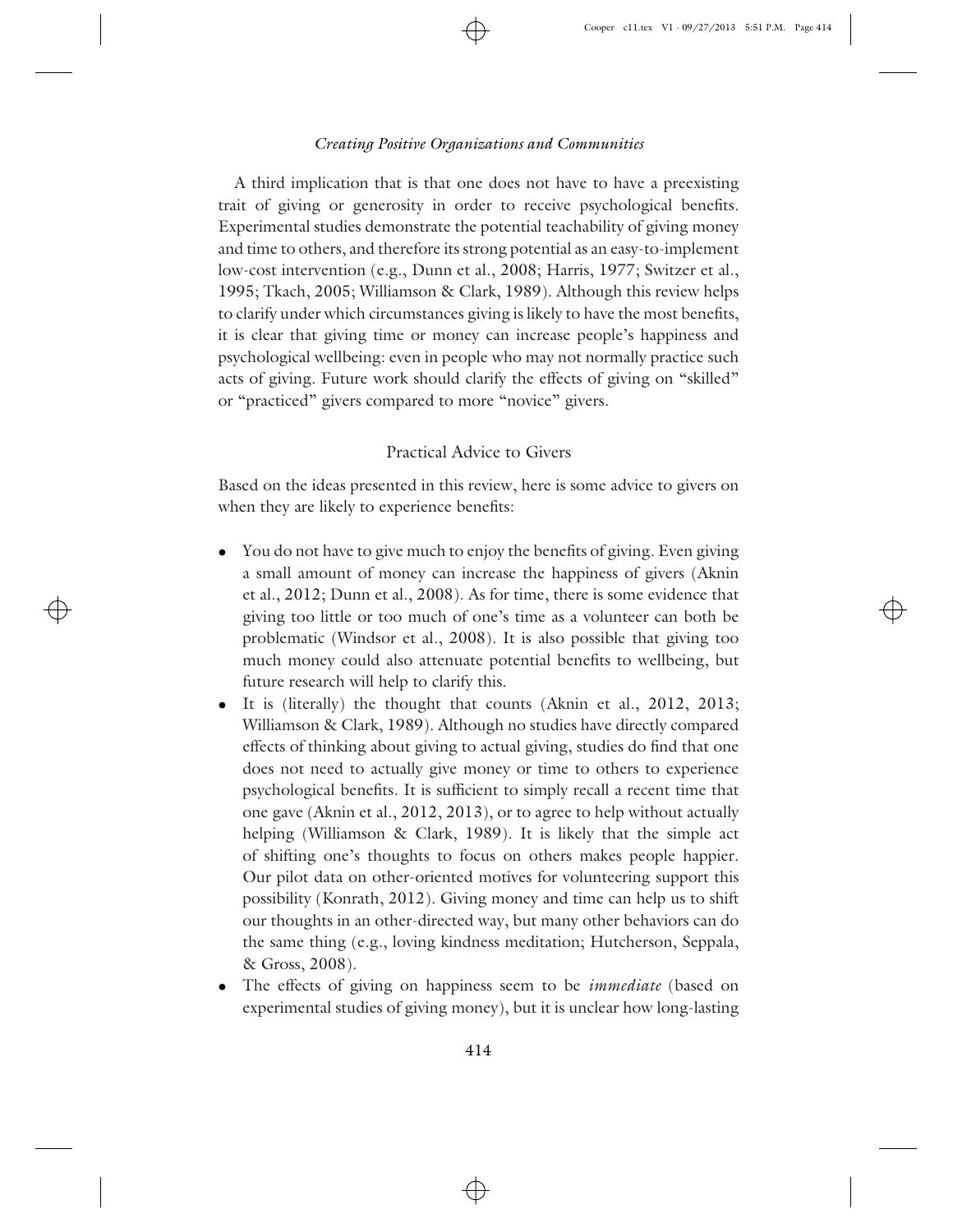A third implication that is that one does not have to have a preexisting trait of giving or generosity in order to receive psychological benefits. Experimental studies demonstrate the potential teachability of giving money and time to others, and therefore its strong potential as an easy-to-implement low-cost intervention (e.g., Dunn et al., 2008; Harris, 1977; Switzer et al., 1995; Tkach, 2005; Williamson & Clark, 1989). Although this review helps to clarify under which circumstances giving is likely to have the most benefits, it is clear that giving time or money can increase people's happiness and psychological wellbeing: even in people who may not normally practice such acts of giving. Future work should clarify the effects of giving on "skilled" or "practiced" givers compared to more "novice" givers.

## Practical Advice to Givers

Based on the ideas presented in this review, here is some advice to givers on when they are likely to experience benefits:

- You do not have to give much to enjoy the benefits of giving. Even giving a small amount of money can increase the happiness of givers (Aknin et al., 2012; Dunn et al., 2008). As for time, there is some evidence that giving too little or too much of one's time as a volunteer can both be problematic (Windsor et al., 2008). It is also possible that giving too much money could also attenuate potential benefits to wellbeing, but future research will help to clarify this.
- It is (literally) the thought that counts (Aknin et al., 2012, 2013; Williamson & Clark, 1989). Although no studies have directly compared effects of thinking about giving to actual giving, studies do find that one does not need to actually give money or time to others to experience psychological benefits. It is sufficient to simply recall a recent time that one gave (Aknin et al., 2012, 2013), or to agree to help without actually helping (Williamson & Clark, 1989). It is likely that the simple act of shifting one's thoughts to focus on others makes people happier. Our pilot data on other-oriented motives for volunteering support this possibility (Konrath, 2012). Giving money and time can help us to shift our thoughts in an other-directed way, but many other behaviors can do the same thing (e.g., loving kindness meditation; Hutcherson, Seppala, & Gross, 2008).
- The effects of giving on happiness seem to be *immediate* (based on experimental studies of giving money), but it is unclear how long-lasting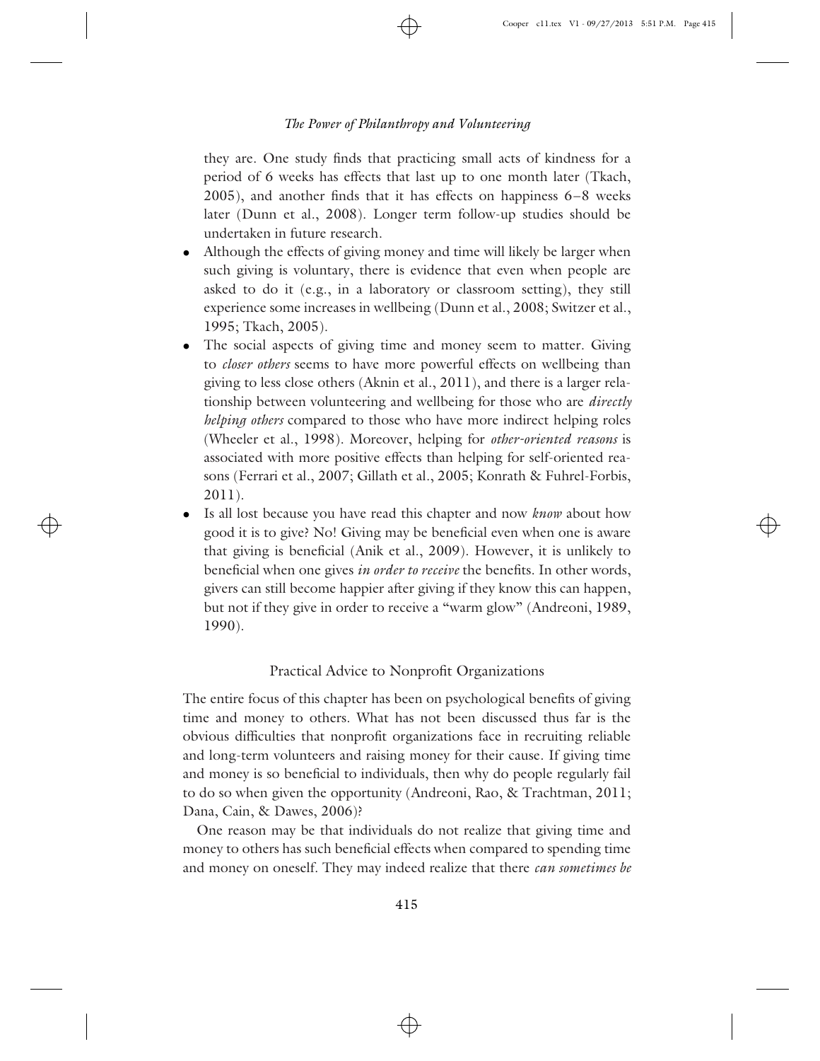they are. One study finds that practicing small acts of kindness for a period of 6 weeks has effects that last up to one month later (Tkach, 2005), and another finds that it has effects on happiness 6–8 weeks later (Dunn et al., 2008). Longer term follow-up studies should be undertaken in future research.

- Although the effects of giving money and time will likely be larger when such giving is voluntary, there is evidence that even when people are asked to do it (e.g., in a laboratory or classroom setting), they still experience some increases in wellbeing (Dunn et al., 2008; Switzer et al., 1995; Tkach, 2005).
- The social aspects of giving time and money seem to matter. Giving to *closer others* seems to have more powerful effects on wellbeing than giving to less close others (Aknin et al., 2011), and there is a larger relationship between volunteering and wellbeing for those who are *directly helping others* compared to those who have more indirect helping roles (Wheeler et al., 1998). Moreover, helping for *other-oriented reasons* is associated with more positive effects than helping for self-oriented reasons (Ferrari et al., 2007; Gillath et al., 2005; Konrath & Fuhrel-Forbis, 2011).
- Is all lost because you have read this chapter and now *know* about how good it is to give? No! Giving may be beneficial even when one is aware that giving is beneficial (Anik et al., 2009). However, it is unlikely to beneficial when one gives *in order to receive* the benefits. In other words, givers can still become happier after giving if they know this can happen, but not if they give in order to receive a "warm glow" (Andreoni, 1989, 1990).

## Practical Advice to Nonprofit Organizations

The entire focus of this chapter has been on psychological benefits of giving time and money to others. What has not been discussed thus far is the obvious difficulties that nonprofit organizations face in recruiting reliable and long-term volunteers and raising money for their cause. If giving time and money is so beneficial to individuals, then why do people regularly fail to do so when given the opportunity (Andreoni, Rao, & Trachtman, 2011; Dana, Cain, & Dawes, 2006)?

One reason may be that individuals do not realize that giving time and money to others has such beneficial effects when compared to spending time and money on oneself. They may indeed realize that there *can sometimes be*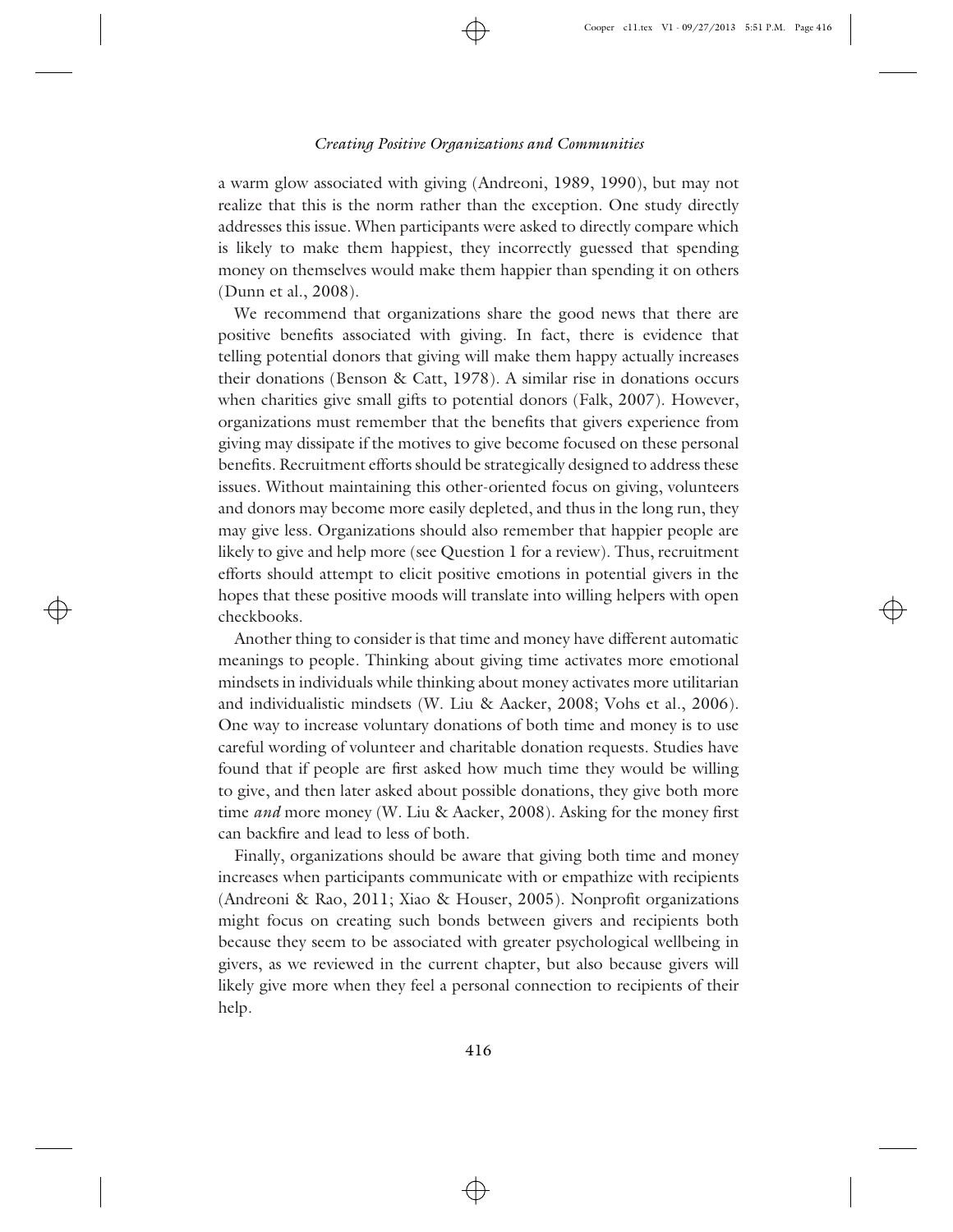a warm glow associated with giving (Andreoni, 1989, 1990), but may not realize that this is the norm rather than the exception. One study directly addresses this issue. When participants were asked to directly compare which is likely to make them happiest, they incorrectly guessed that spending money on themselves would make them happier than spending it on others (Dunn et al., 2008).

We recommend that organizations share the good news that there are positive benefits associated with giving. In fact, there is evidence that telling potential donors that giving will make them happy actually increases their donations (Benson & Catt, 1978). A similar rise in donations occurs when charities give small gifts to potential donors (Falk, 2007). However, organizations must remember that the benefits that givers experience from giving may dissipate if the motives to give become focused on these personal benefits. Recruitment efforts should be strategically designed to address these issues. Without maintaining this other-oriented focus on giving, volunteers and donors may become more easily depleted, and thus in the long run, they may give less. Organizations should also remember that happier people are likely to give and help more (see Question 1 for a review). Thus, recruitment efforts should attempt to elicit positive emotions in potential givers in the hopes that these positive moods will translate into willing helpers with open checkbooks.

Another thing to consider is that time and money have different automatic meanings to people. Thinking about giving time activates more emotional mindsets in individuals while thinking about money activates more utilitarian and individualistic mindsets (W. Liu & Aacker, 2008; Vohs et al., 2006). One way to increase voluntary donations of both time and money is to use careful wording of volunteer and charitable donation requests. Studies have found that if people are first asked how much time they would be willing to give, and then later asked about possible donations, they give both more time *and* more money (W. Liu & Aacker, 2008). Asking for the money first can backfire and lead to less of both.

Finally, organizations should be aware that giving both time and money increases when participants communicate with or empathize with recipients (Andreoni & Rao, 2011; Xiao & Houser, 2005). Nonprofit organizations might focus on creating such bonds between givers and recipients both because they seem to be associated with greater psychological wellbeing in givers, as we reviewed in the current chapter, but also because givers will likely give more when they feel a personal connection to recipients of their help.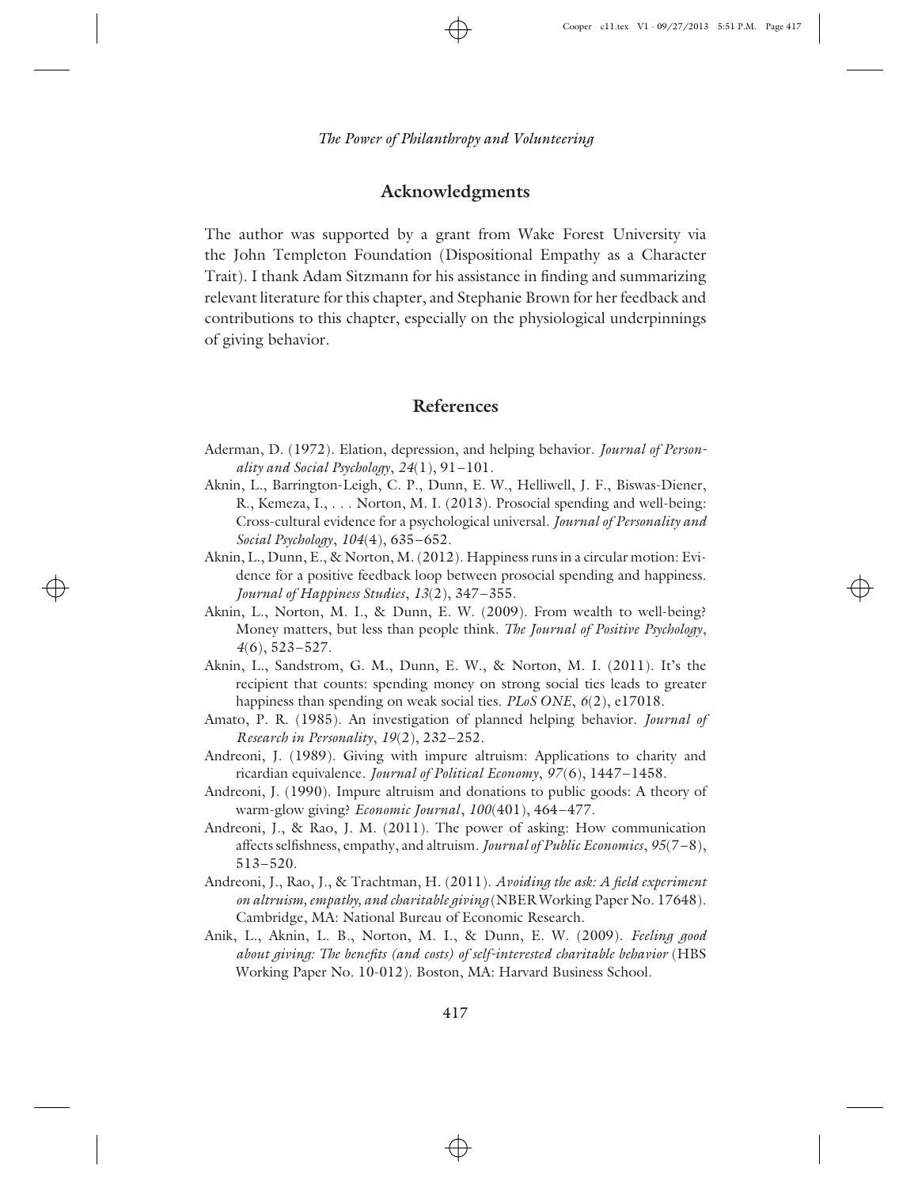## Acknowledgments

The author was supported by a grant from Wake Forest University via the John Templeton Foundation (Dispositional Empathy as a Character Trait). I thank Adam Sitzmann for his assistance in finding and summarizing relevant literature for this chapter, and Stephanie Brown for her feedback and contributions to this chapter, especially on the physiological underpinnings of giving behavior.

## References

Aderman, D. (1972). Elation, depression, and helping behavior. *Journal of Personality and Social Psychology*, *24*(1), 91–101.

Aknin, L., Barrington-Leigh, C. P., Dunn, E. W., Helliwell, J. F., Biswas-Diener, R., Kemeza, I., . . . Norton, M. I. (2013). Prosocial spending and well-being: Cross-cultural evidence for a psychological universal. *Journal of Personality and Social Psychology*, *104*(4), 635–652.

Aknin, L., Dunn, E., & Norton, M. (2012). Happiness runs in a circular motion: Evidence for a positive feedback loop between prosocial spending and happiness. *Journal of Happiness Studies*, *13*(2), 347–355.

Aknin, L., Norton, M. I., & Dunn, E. W. (2009). From wealth to well-being? Money matters, but less than people think. *The Journal of Positive Psychology*, *4*(6), 523–527.

Aknin, L., Sandstrom, G. M., Dunn, E. W., & Norton, M. I. (2011). It's the recipient that counts: spending money on strong social ties leads to greater happiness than spending on weak social ties. *PLoS ONE*, *6*(2), e17018.

Amato, P. R. (1985). An investigation of planned helping behavior. *Journal of Research in Personality*, *19*(2), 232–252.

Andreoni, J. (1989). Giving with impure altruism: Applications to charity and ricardian equivalence. *Journal of Political Economy*, *97*(6), 1447–1458.

Andreoni, J. (1990). Impure altruism and donations to public goods: A theory of warm-glow giving? *Economic Journal*, *100*(401), 464–477.

Andreoni, J., & Rao, J. M. (2011). The power of asking: How communication affects selfishness, empathy, and altruism. *Journal of Public Economics*, *95*(7–8), 513–520.

Andreoni, J., Rao, J., & Trachtman, H. (2011). *Avoiding the ask: A field experiment on altruism, empathy, and charitable giving* (NBER Working Paper No. 17648). Cambridge, MA: National Bureau of Economic Research.

Anik, L., Aknin, L. B., Norton, M. I., & Dunn, E. W. (2009). *Feeling good about giving: The benefits (and costs) of self-interested charitable behavior* (HBS Working Paper No. 10-012). Boston, MA: Harvard Business School.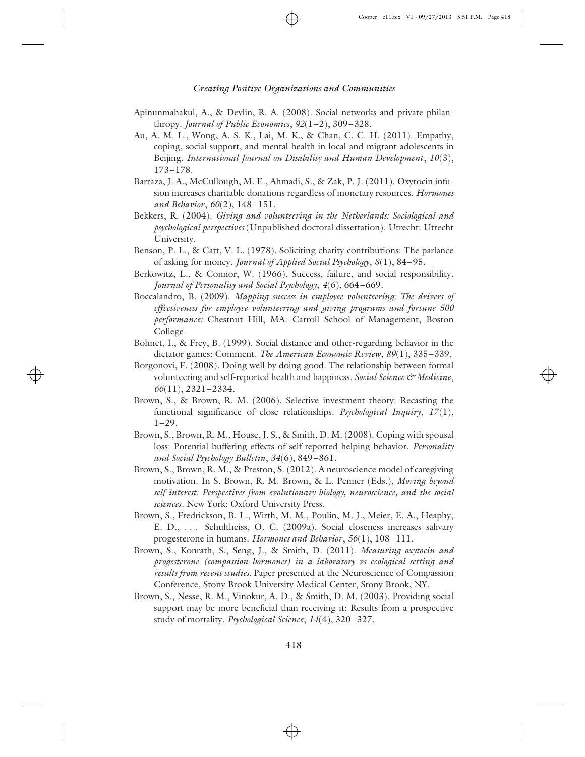Apinunmahakul, A., & Devlin, R. A. (2008). Social networks and private philanthropy. *Journal of Public Economics*, *92*(1–2), 309–328.

Au, A. M. L., Wong, A. S. K., Lai, M. K., & Chan, C. C. H. (2011). Empathy, coping, social support, and mental health in local and migrant adolescents in Beijing. *International Journal on Disability and Human Development*, *10*(3), 173–178.

Barraza, J. A., McCullough, M. E., Ahmadi, S., & Zak, P. J. (2011). Oxytocin infusion increases charitable donations regardless of monetary resources. *Hormones and Behavior*, *60*(2), 148–151.

Bekkers, R. (2004). *Giving and volunteering in the Netherlands: Sociological and psychological perspectives* (Unpublished doctoral dissertation). Utrecht: Utrecht University.

Benson, P. L., & Catt, V. L. (1978). Soliciting charity contributions: The parlance of asking for money. *Journal of Applied Social Psychology*, *8*(1), 84–95.

Berkowitz, L., & Connor, W. (1966). Success, failure, and social responsibility. *Journal of Personality and Social Psychology*, *4*(6), 664–669.

Boccalandro, B. (2009). *Mapping success in employee volunteering: The drivers of effectiveness for employee volunteering and giving programs and fortune 500 performance:* Chestnut Hill, MA: Carroll School of Management, Boston College.

Bohnet, I., & Frey, B. (1999). Social distance and other-regarding behavior in the dictator games: Comment. *The American Economic Review*, *89*(1), 335–339.

Borgonovi, F. (2008). Doing well by doing good. The relationship between formal volunteering and self-reported health and happiness. *Social Science & Medicine*, *66*(11), 2321–2334.

Brown, S., & Brown, R. M. (2006). Selective investment theory: Recasting the functional significance of close relationships. *Psychological Inquiry*, *17*(1), 1–29.

Brown, S., Brown, R. M., House, J. S., & Smith, D. M. (2008). Coping with spousal loss: Potential buffering effects of self-reported helping behavior. *Personality and Social Psychology Bulletin*, *34*(6), 849–861.

Brown, S., Brown, R. M., & Preston, S. (2012). A neuroscience model of caregiving motivation. In S. Brown, R. M. Brown, & L. Penner (Eds.), *Moving beyond self interest: Perspectives from evolutionary biology, neuroscience, and the social sciences*. New York: Oxford University Press.

Brown, S., Fredrickson, B. L., Wirth, M. M., Poulin, M. J., Meier, E. A., Heaphy, E. D., . . . Schultheiss, O. C. (2009a). Social closeness increases salivary progesterone in humans. *Hormones and Behavior*, *56*(1), 108–111.

Brown, S., Konrath, S., Seng, J., & Smith, D. (2011). *Measuring oxytocin and progesterone (compassion hormones) in a laboratory vs ecological setting and results from recent studies.* Paper presented at the Neuroscience of Compassion Conference, Stony Brook University Medical Center, Stony Brook, NY.

Brown, S., Nesse, R. M., Vinokur, A. D., & Smith, D. M. (2003). Providing social support may be more beneficial than receiving it: Results from a prospective study of mortality. *Psychological Science*, *14*(4), 320–327.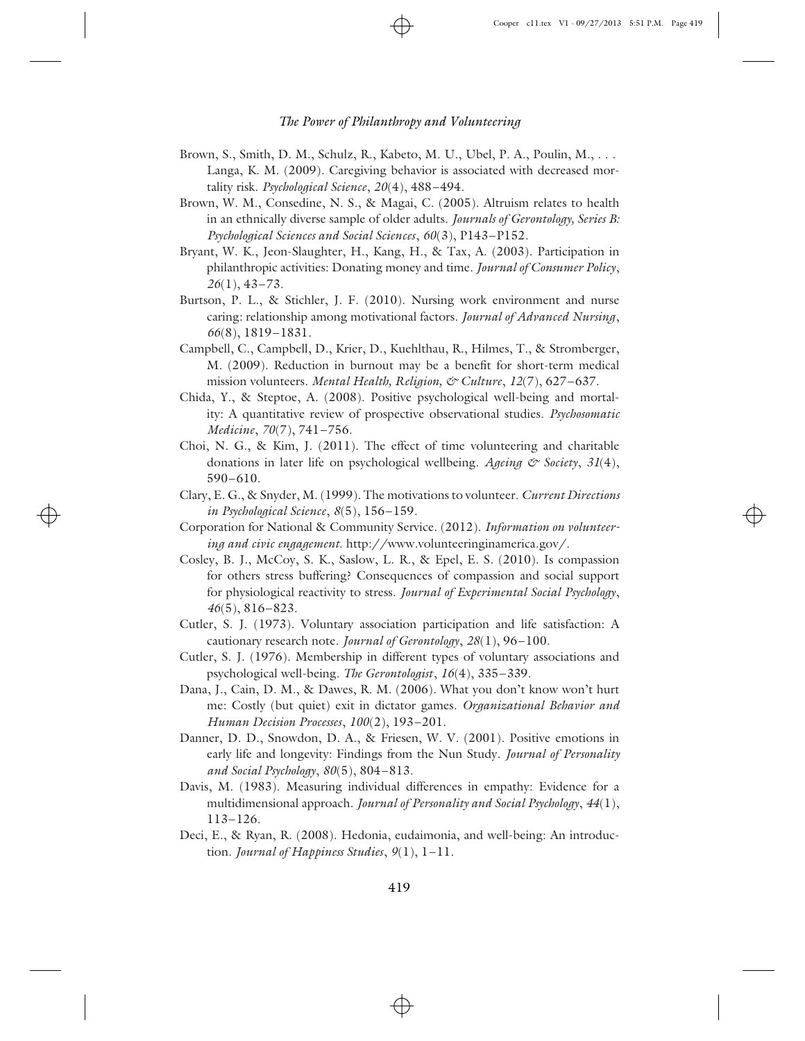Brown, S., Smith, D. M., Schulz, R., Kabeto, M. U., Ubel, P. A., Poulin, M., . . . Langa, K. M. (2009). Caregiving behavior is associated with decreased mortality risk. *Psychological Science*, *20*(4), 488–494.

Brown, W. M., Consedine, N. S., & Magai, C. (2005). Altruism relates to health in an ethnically diverse sample of older adults. *Journals of Gerontology, Series B: Psychological Sciences and Social Sciences*, *60*(3), P143–P152.

Bryant, W. K., Jeon-Slaughter, H., Kang, H., & Tax, A. (2003). Participation in philanthropic activities: Donating money and time. *Journal of Consumer Policy*, *26*(1), 43–73.

Burtson, P. L., & Stichler, J. F. (2010). Nursing work environment and nurse caring: relationship among motivational factors. *Journal of Advanced Nursing*, *66*(8), 1819–1831.

Campbell, C., Campbell, D., Krier, D., Kuehlthau, R., Hilmes, T., & Stromberger, M. (2009). Reduction in burnout may be a benefit for short-term medical mission volunteers. *Mental Health, Religion, & Culture*, *12*(7), 627–637.

Chida, Y., & Steptoe, A. (2008). Positive psychological well-being and mortality: A quantitative review of prospective observational studies. *Psychosomatic Medicine*, *70*(7), 741–756.

Choi, N. G., & Kim, J. (2011). The effect of time volunteering and charitable donations in later life on psychological wellbeing. *Ageing & Society*, *31*(4), 590–610.

Clary, E. G., & Snyder, M. (1999). The motivations to volunteer. *Current Directions in Psychological Science*, *8*(5), 156–159.

Corporation for National & Community Service. (2012). *Information on volunteering and civic engagement*. http://www.volunteeringinamerica.gov/.

Cosley, B. J., McCoy, S. K., Saslow, L. R., & Epel, E. S. (2010). Is compassion for others stress buffering? Consequences of compassion and social support for physiological reactivity to stress. *Journal of Experimental Social Psychology*, *46*(5), 816–823.

Cutler, S. J. (1973). Voluntary association participation and life satisfaction: A cautionary research note. *Journal of Gerontology*, *28*(1), 96–100.

Cutler, S. J. (1976). Membership in different types of voluntary associations and psychological well-being. *The Gerontologist*, *16*(4), 335–339.

Dana, J., Cain, D. M., & Dawes, R. M. (2006). What you don't know won't hurt me: Costly (but quiet) exit in dictator games. *Organizational Behavior and Human Decision Processes*, *100*(2), 193–201.

Danner, D. D., Snowdon, D. A., & Friesen, W. V. (2001). Positive emotions in early life and longevity: Findings from the Nun Study. *Journal of Personality and Social Psychology*, *80*(5), 804–813.

Davis, M. (1983). Measuring individual differences in empathy: Evidence for a multidimensional approach. *Journal of Personality and Social Psychology*, *44*(1), 113–126.

Deci, E., & Ryan, R. (2008). Hedonia, eudaimonia, and well-being: An introduction. *Journal of Happiness Studies*, *9*(1), 1–11.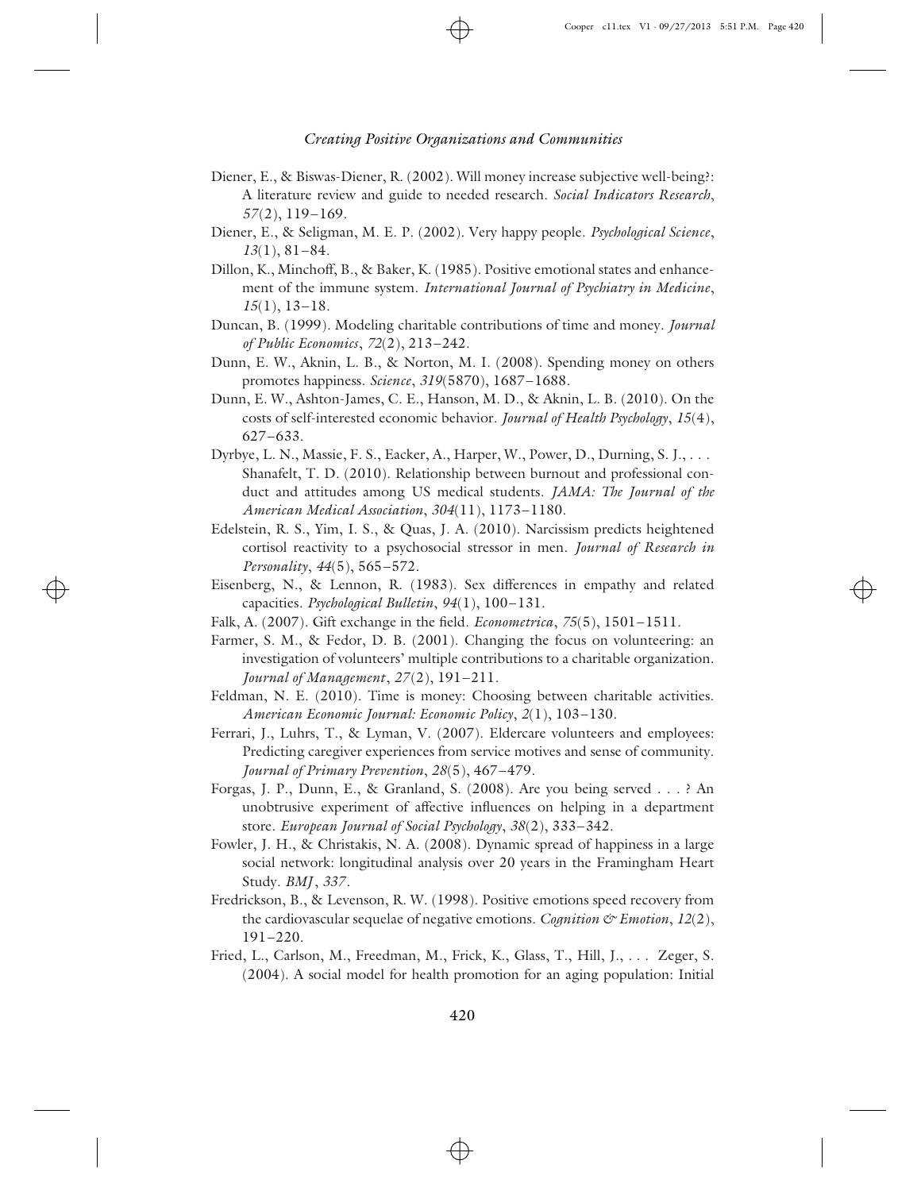Diener, E., & Biswas-Diener, R. (2002). Will money increase subjective well-being?: A literature review and guide to needed research. *Social Indicators Research*, *57*(2), 119–169.

Diener, E., & Seligman, M. E. P. (2002). Very happy people. *Psychological Science*, *13*(1), 81–84.

Dillon, K., Minchoff, B., & Baker, K. (1985). Positive emotional states and enhancement of the immune system. *International Journal of Psychiatry in Medicine*, *15*(1), 13–18.

Duncan, B. (1999). Modeling charitable contributions of time and money. *Journal of Public Economics*, *72*(2), 213–242.

Dunn, E. W., Aknin, L. B., & Norton, M. I. (2008). Spending money on others promotes happiness. *Science*, *319*(5870), 1687–1688.

Dunn, E. W., Ashton-James, C. E., Hanson, M. D., & Aknin, L. B. (2010). On the costs of self-interested economic behavior. *Journal of Health Psychology*, *15*(4), 627–633.

Dyrbye, L. N., Massie, F. S., Eacker, A., Harper, W., Power, D., Durning, S. J., . . . Shanafelt, T. D. (2010). Relationship between burnout and professional conduct and attitudes among US medical students. *JAMA: The Journal of the American Medical Association*, *304*(11), 1173–1180.

Edelstein, R. S., Yim, I. S., & Quas, J. A. (2010). Narcissism predicts heightened cortisol reactivity to a psychosocial stressor in men. *Journal of Research in Personality*, *44*(5), 565–572.

Eisenberg, N., & Lennon, R. (1983). Sex differences in empathy and related capacities. *Psychological Bulletin*, *94*(1), 100–131.

Falk, A. (2007). Gift exchange in the field. *Econometrica*, *75*(5), 1501–1511.

Farmer, S. M., & Fedor, D. B. (2001). Changing the focus on volunteering: an investigation of volunteers' multiple contributions to a charitable organization. *Journal of Management*, *27*(2), 191–211.

Feldman, N. E. (2010). Time is money: Choosing between charitable activities. *American Economic Journal: Economic Policy*, *2*(1), 103–130.

Ferrari, J., Luhrs, T., & Lyman, V. (2007). Eldercare volunteers and employees: Predicting caregiver experiences from service motives and sense of community. *Journal of Primary Prevention*, *28*(5), 467–479.

Forgas, J. P., Dunn, E., & Granland, S. (2008). Are you being served . . . ? An unobtrusive experiment of affective influences on helping in a department store. *European Journal of Social Psychology*, *38*(2), 333–342.

Fowler, J. H., & Christakis, N. A. (2008). Dynamic spread of happiness in a large social network: longitudinal analysis over 20 years in the Framingham Heart Study. *BMJ*, *337*.

Fredrickson, B., & Levenson, R. W. (1998). Positive emotions speed recovery from the cardiovascular sequelae of negative emotions. *Cognition & Emotion*, *12*(2), 191–220.

Fried, L., Carlson, M., Freedman, M., Frick, K., Glass, T., Hill, J., . . . Zeger, S. (2004). A social model for health promotion for an aging population: Initial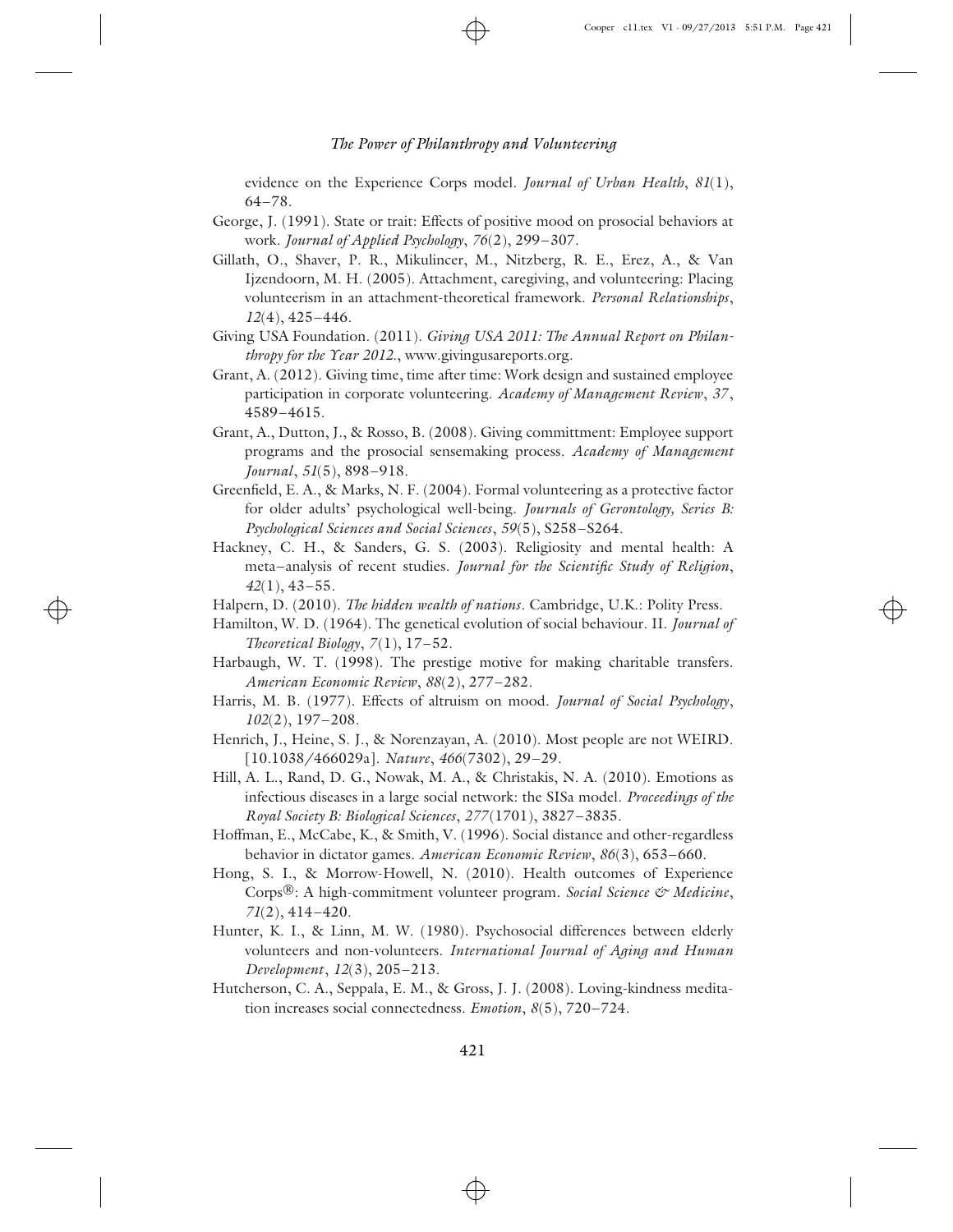evidence on the Experience Corps model. *Journal of Urban Health*, *81*(1), 64–78.

George, J. (1991). State or trait: Effects of positive mood on prosocial behaviors at work. *Journal of Applied Psychology*, *76*(2), 299–307.

Gillath, O., Shaver, P. R., Mikulincer, M., Nitzberg, R. E., Erez, A., & Van Ijzendoorn, M. H. (2005). Attachment, caregiving, and volunteering: Placing volunteerism in an attachment-theoretical framework. *Personal Relationships*, *12*(4), 425–446.

Giving USA Foundation. (2011). *Giving USA 2011: The Annual Report on Philanthropy for the Year 2012.*, www.givingusareports.org.

Grant, A. (2012). Giving time, time after time: Work design and sustained employee participation in corporate volunteering. *Academy of Management Review*, *37*, 4589–4615.

Grant, A., Dutton, J., & Rosso, B. (2008). Giving committment: Employee support programs and the prosocial sensemaking process. *Academy of Management Journal*, *51*(5), 898–918.

Greenfield, E. A., & Marks, N. F. (2004). Formal volunteering as a protective factor for older adults' psychological well-being. *Journals of Gerontology, Series B: Psychological Sciences and Social Sciences*, *59*(5), S258–S264.

Hackney, C. H., & Sanders, G. S. (2003). Religiosity and mental health: A meta–analysis of recent studies. *Journal for the Scientific Study of Religion*, *42*(1), 43–55.

Halpern, D. (2010). *The hidden wealth of nations*. Cambridge, U.K.: Polity Press.

Hamilton, W. D. (1964). The genetical evolution of social behaviour. II. *Journal of Theoretical Biology*, *7*(1), 17–52.

Harbaugh, W. T. (1998). The prestige motive for making charitable transfers. *American Economic Review*, *88*(2), 277–282.

Harris, M. B. (1977). Effects of altruism on mood. *Journal of Social Psychology*, *102*(2), 197–208.

Henrich, J., Heine, S. J., & Norenzayan, A. (2010). Most people are not WEIRD. [10.1038/466029a]. *Nature*, *466*(7302), 29–29.

Hill, A. L., Rand, D. G., Nowak, M. A., & Christakis, N. A. (2010). Emotions as infectious diseases in a large social network: the SISa model. *Proceedings of the Royal Society B: Biological Sciences*, *277*(1701), 3827–3835.

Hoffman, E., McCabe, K., & Smith, V. (1996). Social distance and other-regardless behavior in dictator games. *American Economic Review*, *86*(3), 653–660.

Hong, S. I., & Morrow-Howell, N. (2010). Health outcomes of Experience Corps®: A high-commitment volunteer program. *Social Science & Medicine*, *71*(2), 414–420.

Hunter, K. I., & Linn, M. W. (1980). Psychosocial differences between elderly volunteers and non-volunteers. *International Journal of Aging and Human Development*, *12*(3), 205–213.

Hutcherson, C. A., Seppala, E. M., & Gross, J. J. (2008). Loving-kindness meditation increases social connectedness. *Emotion*, *8*(5), 720–724.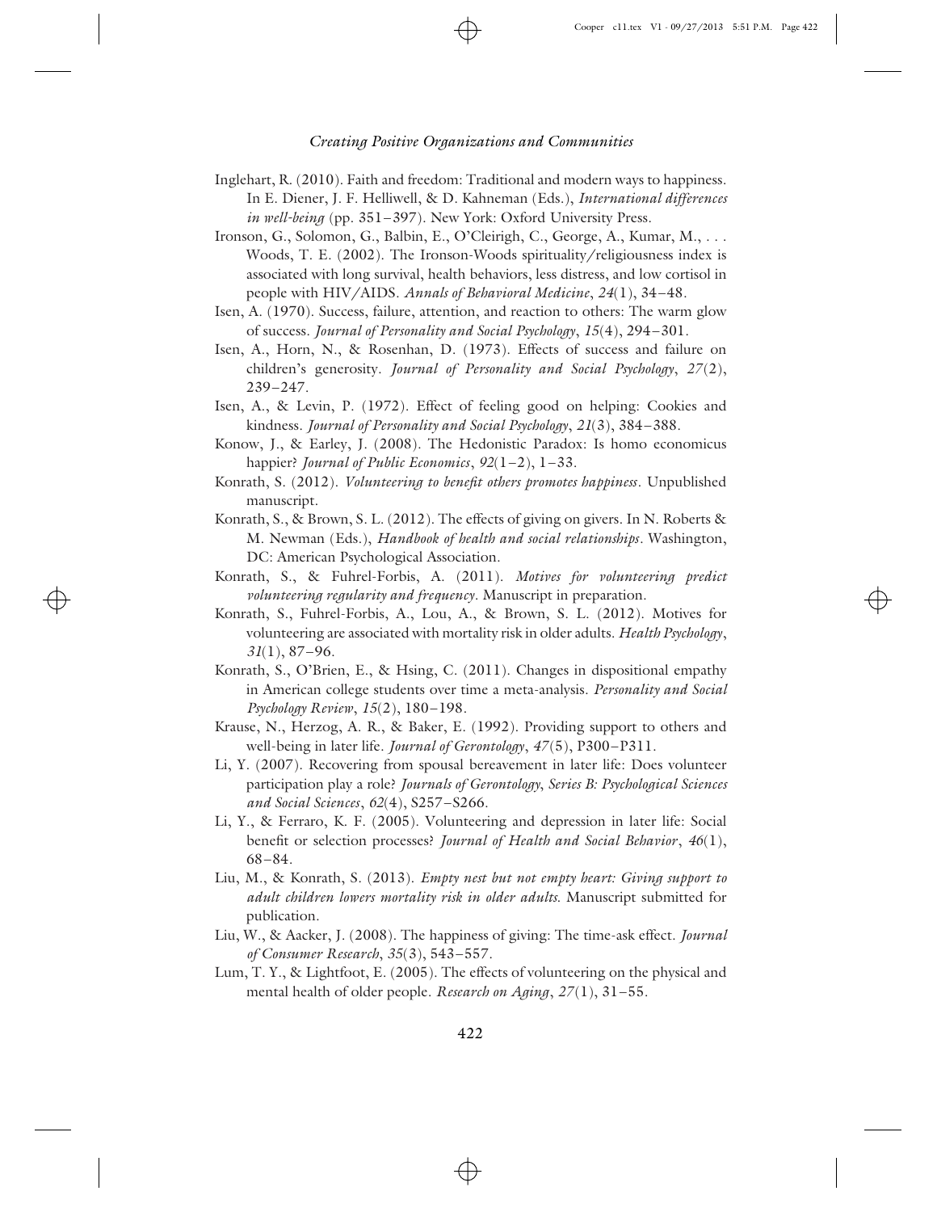Inglehart, R. (2010). Faith and freedom: Traditional and modern ways to happiness. In E. Diener, J. F. Helliwell, & D. Kahneman (Eds.), *International differences in well-being* (pp. 351–397). New York: Oxford University Press.

Ironson, G., Solomon, G., Balbin, E., O'Cleirigh, C., George, A., Kumar, M., . . . Woods, T. E. (2002). The Ironson-Woods spirituality/religiousness index is associated with long survival, health behaviors, less distress, and low cortisol in people with HIV/AIDS. *Annals of Behavioral Medicine*, *24*(1), 34–48.

Isen, A. (1970). Success, failure, attention, and reaction to others: The warm glow of success. *Journal of Personality and Social Psychology*, *15*(4), 294–301.

Isen, A., Horn, N., & Rosenhan, D. (1973). Effects of success and failure on children's generosity. *Journal of Personality and Social Psychology*, *27*(2), 239–247.

Isen, A., & Levin, P. (1972). Effect of feeling good on helping: Cookies and kindness. *Journal of Personality and Social Psychology*, *21*(3), 384–388.

Konow, J., & Earley, J. (2008). The Hedonistic Paradox: Is homo economicus happier? *Journal of Public Economics*, *92*(1–2), 1–33.

Konrath, S. (2012). *Volunteering to benefit others promotes happiness*. Unpublished manuscript.

Konrath, S., & Brown, S. L. (2012). The effects of giving on givers. In N. Roberts & M. Newman (Eds.), *Handbook of health and social relationships*. Washington, DC: American Psychological Association.

Konrath, S., & Fuhrel-Forbis, A. (2011). *Motives for volunteering predict volunteering regularity and frequency*. Manuscript in preparation.

Konrath, S., Fuhrel-Forbis, A., Lou, A., & Brown, S. L. (2012). Motives for volunteering are associated with mortality risk in older adults. *Health Psychology*, *31*(1), 87–96.

Konrath, S., O'Brien, E., & Hsing, C. (2011). Changes in dispositional empathy in American college students over time a meta-analysis. *Personality and Social Psychology Review*, *15*(2), 180–198.

Krause, N., Herzog, A. R., & Baker, E. (1992). Providing support to others and well-being in later life. *Journal of Gerontology*, *47*(5), P300–P311.

Li, Y. (2007). Recovering from spousal bereavement in later life: Does volunteer participation play a role? *Journals of Gerontology, Series B: Psychological Sciences and Social Sciences*, *62*(4), S257–S266.

Li, Y., & Ferraro, K. F. (2005). Volunteering and depression in later life: Social benefit or selection processes? *Journal of Health and Social Behavior*, *46*(1), 68–84.

Liu, M., & Konrath, S. (2013). *Empty nest but not empty heart: Giving support to adult children lowers mortality risk in older adults.* Manuscript submitted for publication.

Liu, W., & Aacker, J. (2008). The happiness of giving: The time-ask effect. *Journal of Consumer Research*, *35*(3), 543–557.

Lum, T. Y., & Lightfoot, E. (2005). The effects of volunteering on the physical and mental health of older people. *Research on Aging*, *27*(1), 31–55.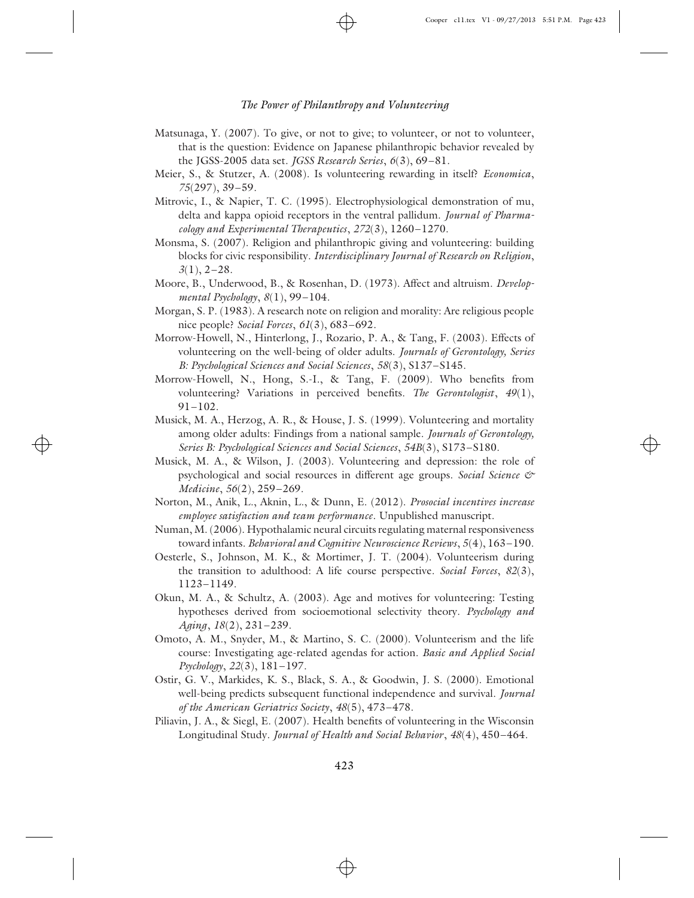Matsunaga, Y. (2007). To give, or not to give; to volunteer, or not to volunteer, that is the question: Evidence on Japanese philanthropic behavior revealed by the JGSS-2005 data set. *JGSS Research Series*, *6*(3), 69–81.

Meier, S., & Stutzer, A. (2008). Is volunteering rewarding in itself? *Economica*, *75*(297), 39–59.

Mitrovic, I., & Napier, T. C. (1995). Electrophysiological demonstration of mu, delta and kappa opioid receptors in the ventral pallidum. *Journal of Pharmacology and Experimental Therapeutics*, *272*(3), 1260–1270.

Monsma, S. (2007). Religion and philanthropic giving and volunteering: building blocks for civic responsibility. *Interdisciplinary Journal of Research on Religion*, *3*(1), 2–28.

Moore, B., Underwood, B., & Rosenhan, D. (1973). Affect and altruism. *Developmental Psychology*, *8*(1), 99–104.

Morgan, S. P. (1983). A research note on religion and morality: Are religious people nice people? *Social Forces*, *61*(3), 683–692.

Morrow-Howell, N., Hinterlong, J., Rozario, P. A., & Tang, F. (2003). Effects of volunteering on the well-being of older adults. *Journals of Gerontology, Series B: Psychological Sciences and Social Sciences*, *58*(3), S137–S145.

Morrow-Howell, N., Hong, S.-I., & Tang, F. (2009). Who benefits from volunteering? Variations in perceived benefits. *The Gerontologist*, *49*(1), 91–102.

Musick, M. A., Herzog, A. R., & House, J. S. (1999). Volunteering and mortality among older adults: Findings from a national sample. *Journals of Gerontology, Series B: Psychological Sciences and Social Sciences*, *54B*(3), S173–S180.

Musick, M. A., & Wilson, J. (2003). Volunteering and depression: the role of psychological and social resources in different age groups. *Social Science & Medicine*, *56*(2), 259–269.

Norton, M., Anik, L., Aknin, L., & Dunn, E. (2012). *Prosocial incentives increase employee satisfaction and team performance*. Unpublished manuscript.

Numan, M. (2006). Hypothalamic neural circuits regulating maternal responsiveness toward infants. *Behavioral and Cognitive Neuroscience Reviews*, *5*(4), 163–190.

Oesterle, S., Johnson, M. K., & Mortimer, J. T. (2004). Volunteerism during the transition to adulthood: A life course perspective. *Social Forces*, *82*(3), 1123–1149.

Okun, M. A., & Schultz, A. (2003). Age and motives for volunteering: Testing hypotheses derived from socioemotional selectivity theory. *Psychology and Aging*, *18*(2), 231–239.

Omoto, A. M., Snyder, M., & Martino, S. C. (2000). Volunteerism and the life course: Investigating age-related agendas for action. *Basic and Applied Social Psychology*, *22*(3), 181–197.

Ostir, G. V., Markides, K. S., Black, S. A., & Goodwin, J. S. (2000). Emotional well-being predicts subsequent functional independence and survival. *Journal of the American Geriatrics Society*, *48*(5), 473–478.

Piliavin, J. A., & Siegl, E. (2007). Health benefits of volunteering in the Wisconsin Longitudinal Study. *Journal of Health and Social Behavior*, *48*(4), 450–464.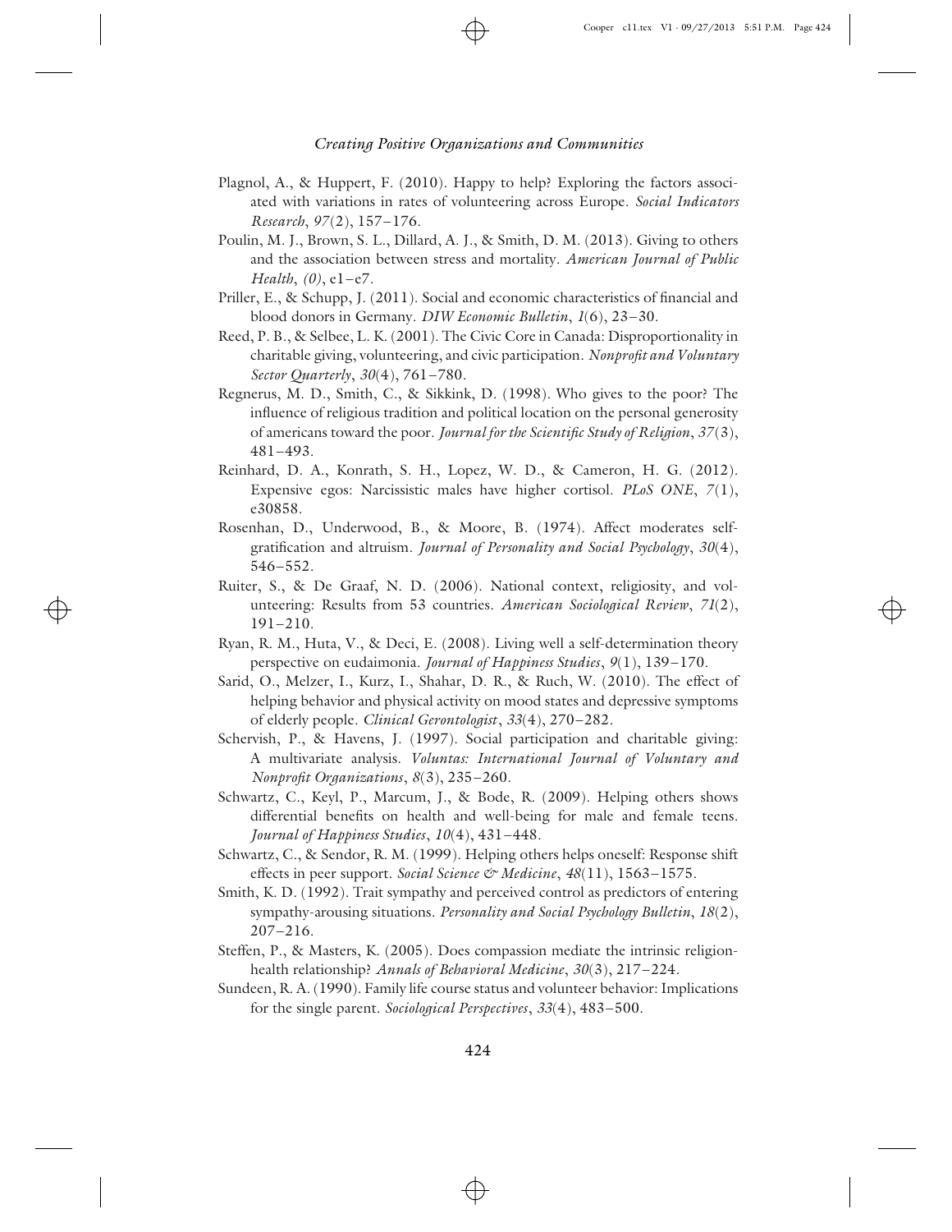Plagnol, A., & Huppert, F. (2010). Happy to help? Exploring the factors associated with variations in rates of volunteering across Europe. *Social Indicators Research*, *97*(2), 157–176.

Poulin, M. J., Brown, S. L., Dillard, A. J., & Smith, D. M. (2013). Giving to others and the association between stress and mortality. *American Journal of Public Health*, *(0)*, e1–e7.

Priller, E., & Schupp, J. (2011). Social and economic characteristics of financial and blood donors in Germany. *DIW Economic Bulletin*, *1*(6), 23–30.

Reed, P. B., & Selbee, L. K. (2001). The Civic Core in Canada: Disproportionality in charitable giving, volunteering, and civic participation. *Nonprofit and Voluntary Sector Quarterly*, *30*(4), 761–780.

Regnerus, M. D., Smith, C., & Sikkink, D. (1998). Who gives to the poor? The influence of religious tradition and political location on the personal generosity of americans toward the poor. *Journal for the Scientific Study of Religion*, *37*(3), 481–493.

Reinhard, D. A., Konrath, S. H., Lopez, W. D., & Cameron, H. G. (2012). Expensive egos: Narcissistic males have higher cortisol. *PLoS ONE*, *7*(1), e30858.

Rosenhan, D., Underwood, B., & Moore, B. (1974). Affect moderates self-gratification and altruism. *Journal of Personality and Social Psychology*, *30*(4), 546–552.

Ruiter, S., & De Graaf, N. D. (2006). National context, religiosity, and volunteering: Results from 53 countries. *American Sociological Review*, *71*(2), 191–210.

Ryan, R. M., Huta, V., & Deci, E. (2008). Living well a self-determination theory perspective on eudaimonia. *Journal of Happiness Studies*, *9*(1), 139–170.

Sarid, O., Melzer, I., Kurz, I., Shahar, D. R., & Ruch, W. (2010). The effect of helping behavior and physical activity on mood states and depressive symptoms of elderly people. *Clinical Gerontologist*, *33*(4), 270–282.

Schervish, P., & Havens, J. (1997). Social participation and charitable giving: A multivariate analysis. *Voluntas: International Journal of Voluntary and Nonprofit Organizations*, *8*(3), 235–260.

Schwartz, C., Keyl, P., Marcum, J., & Bode, R. (2009). Helping others shows differential benefits on health and well-being for male and female teens. *Journal of Happiness Studies*, *10*(4), 431–448.

Schwartz, C., & Sendor, R. M. (1999). Helping others helps oneself: Response shift effects in peer support. *Social Science & Medicine*, *48*(11), 1563–1575.

Smith, K. D. (1992). Trait sympathy and perceived control as predictors of entering sympathy-arousing situations. *Personality and Social Psychology Bulletin*, *18*(2), 207–216.

Steffen, P., & Masters, K. (2005). Does compassion mediate the intrinsic religion-health relationship? *Annals of Behavioral Medicine*, *30*(3), 217–224.

Sundeen, R. A. (1990). Family life course status and volunteer behavior: Implications for the single parent. *Sociological Perspectives*, *33*(4), 483–500.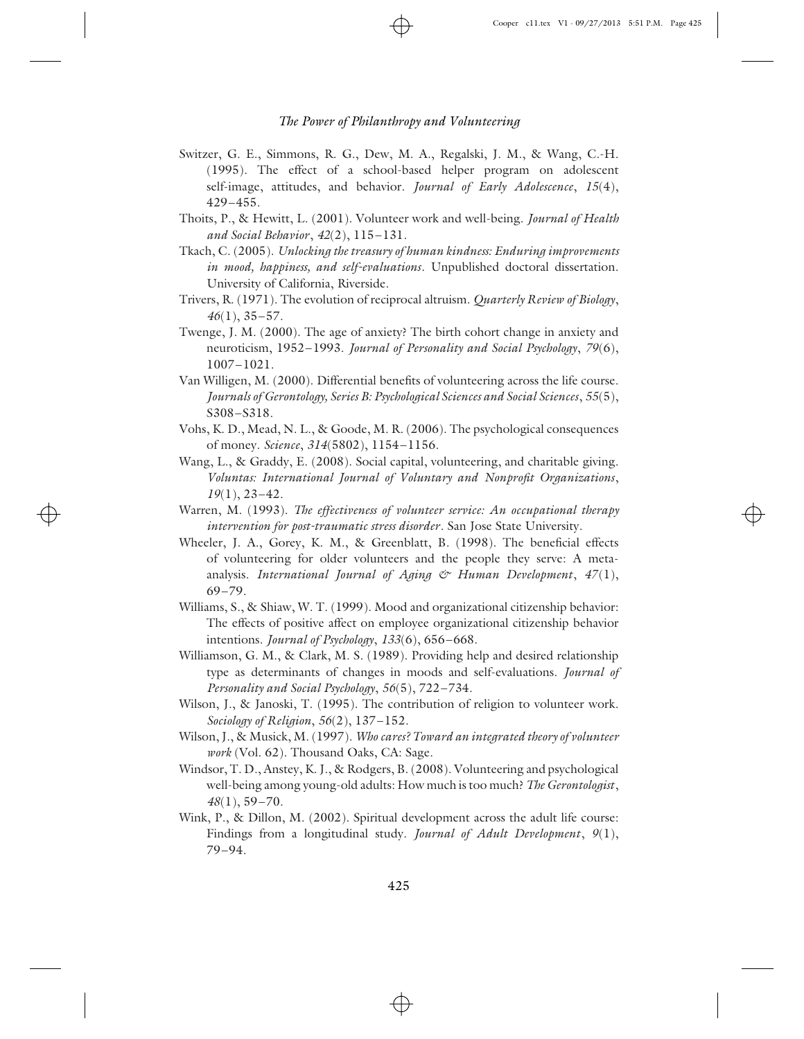Switzer, G. E., Simmons, R. G., Dew, M. A., Regalski, J. M., & Wang, C.-H. (1995). The effect of a school-based helper program on adolescent self-image, attitudes, and behavior. *Journal of Early Adolescence*, *15*(4), 429–455.

Thoits, P., & Hewitt, L. (2001). Volunteer work and well-being. *Journal of Health and Social Behavior*, *42*(2), 115–131.

Tkach, C. (2005). *Unlocking the treasury of human kindness: Enduring improvements in mood, happiness, and self-evaluations*. Unpublished doctoral dissertation. University of California, Riverside.

Trivers, R. (1971). The evolution of reciprocal altruism. *Quarterly Review of Biology*, *46*(1), 35–57.

Twenge, J. M. (2000). The age of anxiety? The birth cohort change in anxiety and neuroticism, 1952–1993. *Journal of Personality and Social Psychology*, *79*(6), 1007–1021.

Van Willigen, M. (2000). Differential benefits of volunteering across the life course. *Journals of Gerontology, Series B: Psychological Sciences and Social Sciences*, *55*(5), S308–S318.

Vohs, K. D., Mead, N. L., & Goode, M. R. (2006). The psychological consequences of money. *Science*, *314*(5802), 1154–1156.

Wang, L., & Graddy, E. (2008). Social capital, volunteering, and charitable giving. *Voluntas: International Journal of Voluntary and Nonprofit Organizations*, *19*(1), 23–42.

Warren, M. (1993). *The effectiveness of volunteer service: An occupational therapy intervention for post-traumatic stress disorder*. San Jose State University.

Wheeler, J. A., Gorey, K. M., & Greenblatt, B. (1998). The beneficial effects of volunteering for older volunteers and the people they serve: A meta-analysis. *International Journal of Aging & Human Development*, *47*(1), 69–79.

Williams, S., & Shiaw, W. T. (1999). Mood and organizational citizenship behavior: The effects of positive affect on employee organizational citizenship behavior intentions. *Journal of Psychology*, *133*(6), 656–668.

Williamson, G. M., & Clark, M. S. (1989). Providing help and desired relationship type as determinants of changes in moods and self-evaluations. *Journal of Personality and Social Psychology*, *56*(5), 722–734.

Wilson, J., & Janoski, T. (1995). The contribution of religion to volunteer work. *Sociology of Religion*, *56*(2), 137–152.

Wilson, J., & Musick, M. (1997). *Who cares? Toward an integrated theory of volunteer work* (Vol. 62). Thousand Oaks, CA: Sage.

Windsor, T. D., Anstey, K. J., & Rodgers, B. (2008). Volunteering and psychological well-being among young-old adults: How much is too much? *The Gerontologist*, *48*(1), 59–70.

Wink, P., & Dillon, M. (2002). Spiritual development across the adult life course: Findings from a longitudinal study. *Journal of Adult Development*, *9*(1), 79–94.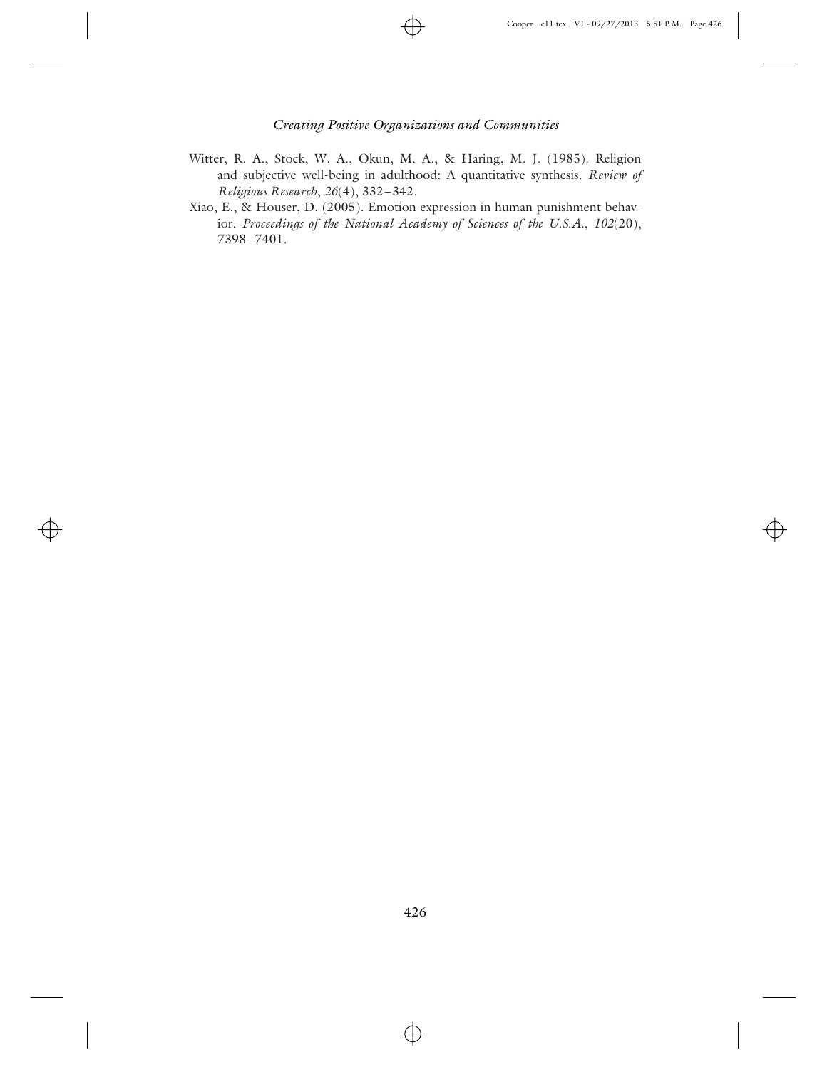Witter, R. A., Stock, W. A., Okun, M. A., & Haring, M. J. (1985). Religion and subjective well-being in adulthood: A quantitative synthesis. *Review of Religious Research*, *26*(4), 332–342.

Xiao, E., & Houser, D. (2005). Emotion expression in human punishment behavior. *Proceedings of the National Academy of Sciences of the U.S.A.*, *102*(20), 7398–7401.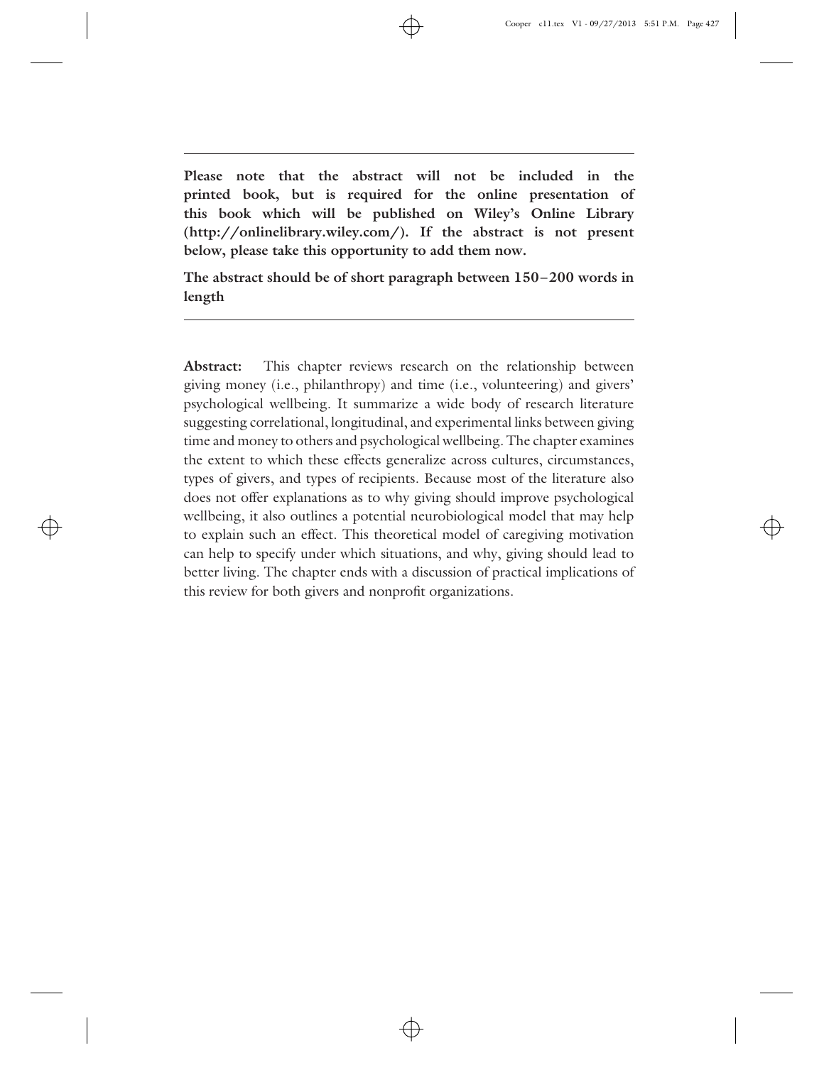**Please note that the abstract will not be included in the printed book, but is required for the online presentation of this book which will be published on Wiley's Online Library (http://onlinelibrary.wiley.com/). If the abstract is not present below, please take this opportunity to add them now.**

**The abstract should be of short paragraph between 150–200 words in length**

**Abstract:** This chapter reviews research on the relationship between giving money (i.e., philanthropy) and time (i.e., volunteering) and givers' psychological wellbeing. It summarize a wide body of research literature suggesting correlational, longitudinal, and experimental links between giving time and money to others and psychological wellbeing. The chapter examines the extent to which these effects generalize across cultures, circumstances, types of givers, and types of recipients. Because most of the literature also does not offer explanations as to why giving should improve psychological wellbeing, it also outlines a potential neurobiological model that may help to explain such an effect. This theoretical model of caregiving motivation can help to specify under which situations, and why, giving should lead to better living. The chapter ends with a discussion of practical implications of this review for both givers and nonprofit organizations.